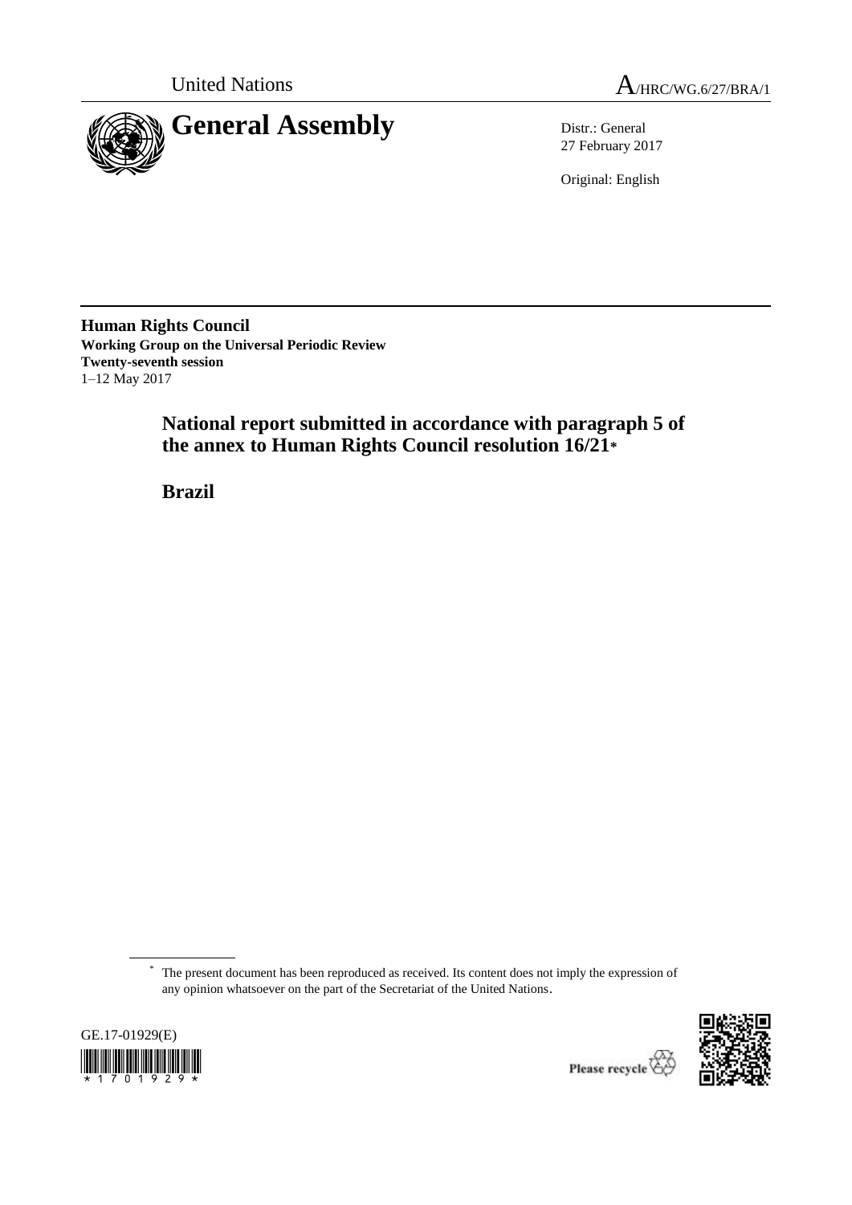United Nations

A/HRC/WG.6/27/BRA/1

# General Assembly

Distr.: General
27 February 2017

Original: English

**Human Rights Council**
**Working Group on the Universal Periodic Review**
**Twenty-seventh session**
1–12 May 2017

## National report submitted in accordance with paragraph 5 of the annex to Human Rights Council resolution 16/21*

## Brazil

\* The present document has been reproduced as received. Its content does not imply the expression of any opinion whatsoever on the part of the Secretariat of the United Nations.

GE.17-01929(E)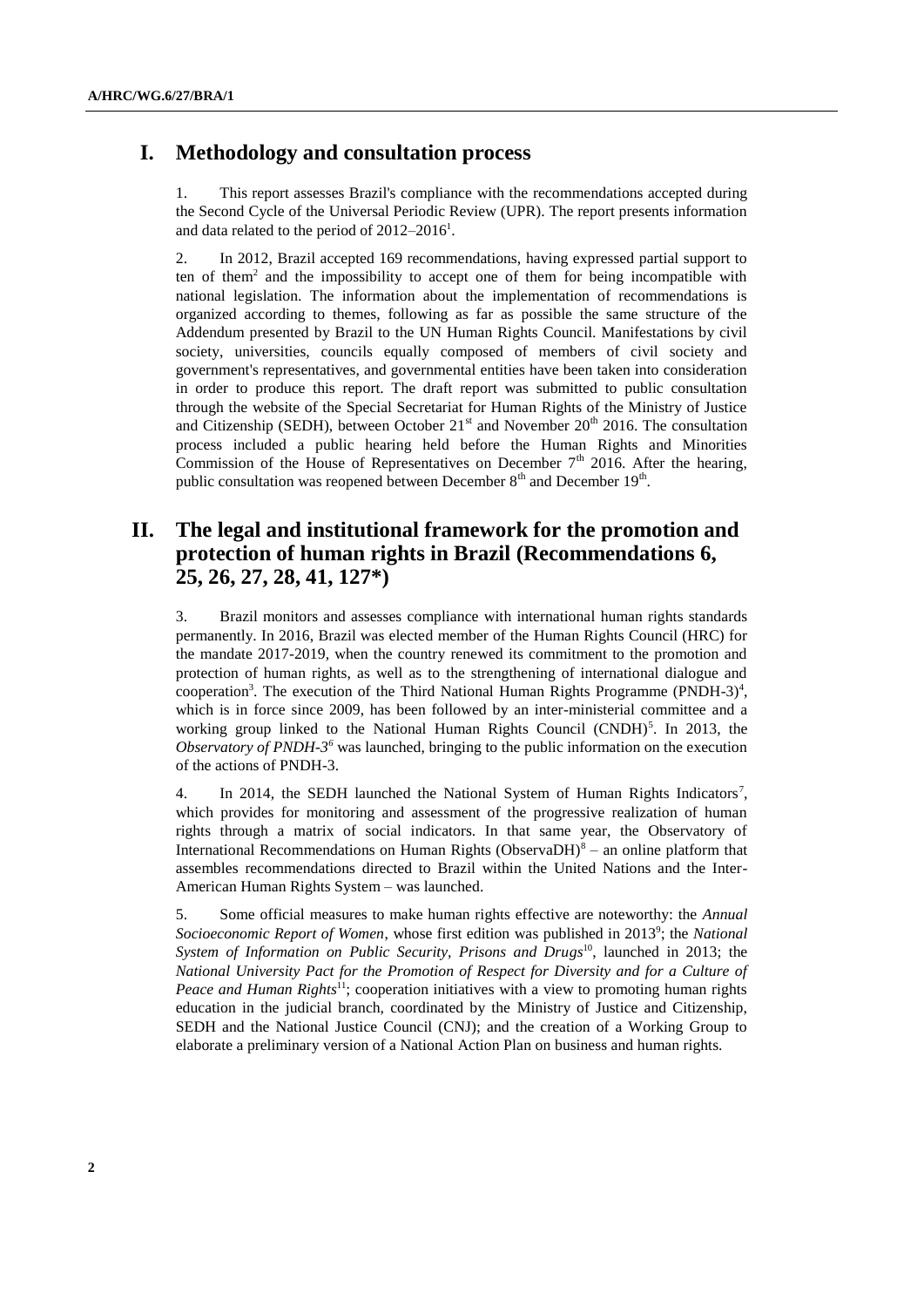## I. Methodology and consultation process

1. This report assesses Brazil's compliance with the recommendations accepted during the Second Cycle of the Universal Periodic Review (UPR). The report presents information and data related to the period of 2012–2016[1].

2. In 2012, Brazil accepted 169 recommendations, having expressed partial support to ten of them[2] and the impossibility to accept one of them for being incompatible with national legislation. The information about the implementation of recommendations is organized according to themes, following as far as possible the same structure of the Addendum presented by Brazil to the UN Human Rights Council. Manifestations by civil society, universities, councils equally composed of members of civil society and government's representatives, and governmental entities have been taken into consideration in order to produce this report. The draft report was submitted to public consultation through the website of the Special Secretariat for Human Rights of the Ministry of Justice and Citizenship (SEDH), between October 21st and November 20th 2016. The consultation process included a public hearing held before the Human Rights and Minorities Commission of the House of Representatives on December 7th 2016. After the hearing, public consultation was reopened between December 8th and December 19th.

## II. The legal and institutional framework for the promotion and protection of human rights in Brazil (Recommendations 6, 25, 26, 27, 28, 41, 127*)

3. Brazil monitors and assesses compliance with international human rights standards permanently. In 2016, Brazil was elected member of the Human Rights Council (HRC) for the mandate 2017-2019, when the country renewed its commitment to the promotion and protection of human rights, as well as to the strengthening of international dialogue and cooperation[3]. The execution of the Third National Human Rights Programme (PNDH-3)[4], which is in force since 2009, has been followed by an inter-ministerial committee and a working group linked to the National Human Rights Council (CNDH)[5]. In 2013, the *Observatory of PNDH-3*[6] was launched, bringing to the public information on the execution of the actions of PNDH-3.

4. In 2014, the SEDH launched the National System of Human Rights Indicators[7], which provides for monitoring and assessment of the progressive realization of human rights through a matrix of social indicators. In that same year, the Observatory of International Recommendations on Human Rights (ObservaDH)[8] – an online platform that assembles recommendations directed to Brazil within the United Nations and the Inter-American Human Rights System – was launched.

5. Some official measures to make human rights effective are noteworthy: the *Annual Socioeconomic Report of Women*, whose first edition was published in 2013[9]; the *National System of Information on Public Security, Prisons and Drugs*[10], launched in 2013; the *National University Pact for the Promotion of Respect for Diversity and for a Culture of Peace and Human Rights*[11]; cooperation initiatives with a view to promoting human rights education in the judicial branch, coordinated by the Ministry of Justice and Citizenship, SEDH and the National Justice Council (CNJ); and the creation of a Working Group to elaborate a preliminary version of a National Action Plan on business and human rights.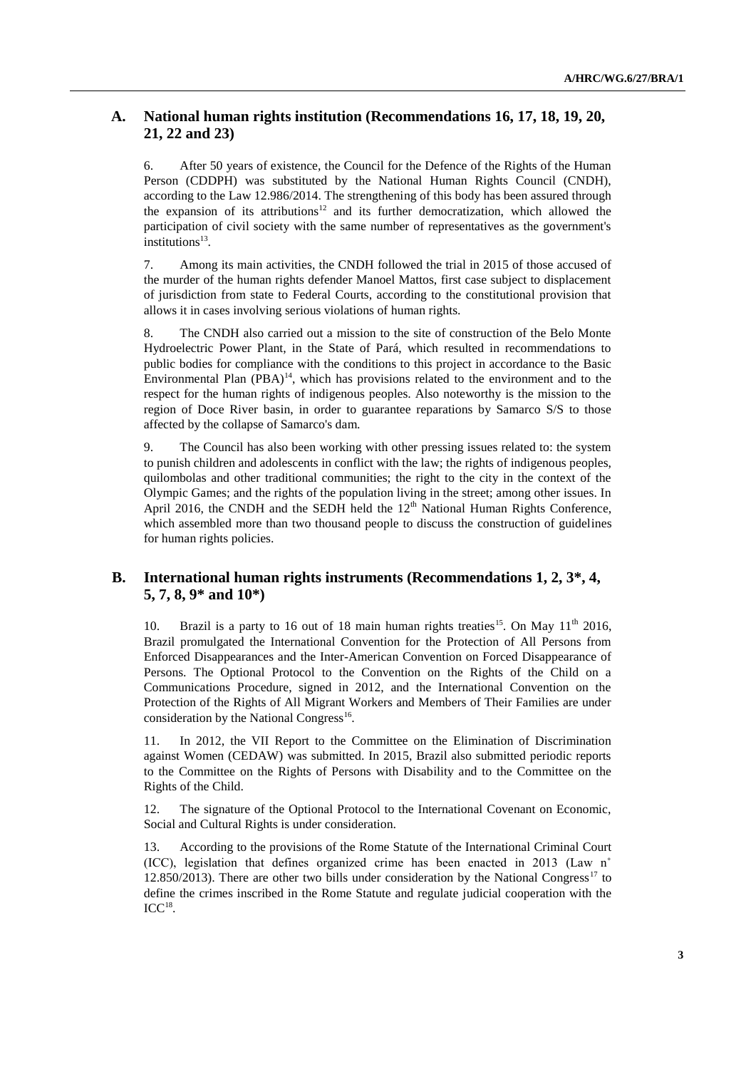## A. National human rights institution (Recommendations 16, 17, 18, 19, 20, 21, 22 and 23)

6. After 50 years of existence, the Council for the Defence of the Rights of the Human Person (CDDPH) was substituted by the National Human Rights Council (CNDH), according to the Law 12.986/2014. The strengthening of this body has been assured through the expansion of its attributions[12] and its further democratization, which allowed the participation of civil society with the same number of representatives as the government's institutions[13].

7. Among its main activities, the CNDH followed the trial in 2015 of those accused of the murder of the human rights defender Manoel Mattos, first case subject to displacement of jurisdiction from state to Federal Courts, according to the constitutional provision that allows it in cases involving serious violations of human rights.

8. The CNDH also carried out a mission to the site of construction of the Belo Monte Hydroelectric Power Plant, in the State of Pará, which resulted in recommendations to public bodies for compliance with the conditions to this project in accordance to the Basic Environmental Plan (PBA)[14], which has provisions related to the environment and to the respect for the human rights of indigenous peoples. Also noteworthy is the mission to the region of Doce River basin, in order to guarantee reparations by Samarco S/S to those affected by the collapse of Samarco's dam.

9. The Council has also been working with other pressing issues related to: the system to punish children and adolescents in conflict with the law; the rights of indigenous peoples, quilombolas and other traditional communities; the right to the city in the context of the Olympic Games; and the rights of the population living in the street; among other issues. In April 2016, the CNDH and the SEDH held the 12th National Human Rights Conference, which assembled more than two thousand people to discuss the construction of guidelines for human rights policies.

## B. International human rights instruments (Recommendations 1, 2, 3*, 4, 5, 7, 8, 9* and 10*)

10. Brazil is a party to 16 out of 18 main human rights treaties[15]. On May 11th 2016, Brazil promulgated the International Convention for the Protection of All Persons from Enforced Disappearances and the Inter-American Convention on Forced Disappearance of Persons. The Optional Protocol to the Convention on the Rights of the Child on a Communications Procedure, signed in 2012, and the International Convention on the Protection of the Rights of All Migrant Workers and Members of Their Families are under consideration by the National Congress[16].

11. In 2012, the VII Report to the Committee on the Elimination of Discrimination against Women (CEDAW) was submitted. In 2015, Brazil also submitted periodic reports to the Committee on the Rights of Persons with Disability and to the Committee on the Rights of the Child.

12. The signature of the Optional Protocol to the International Covenant on Economic, Social and Cultural Rights is under consideration.

13. According to the provisions of the Rome Statute of the International Criminal Court (ICC), legislation that defines organized crime has been enacted in 2013 (Law n° 12.850/2013). There are other two bills under consideration by the National Congress[17] to define the crimes inscribed in the Rome Statute and regulate judicial cooperation with the ICC[18].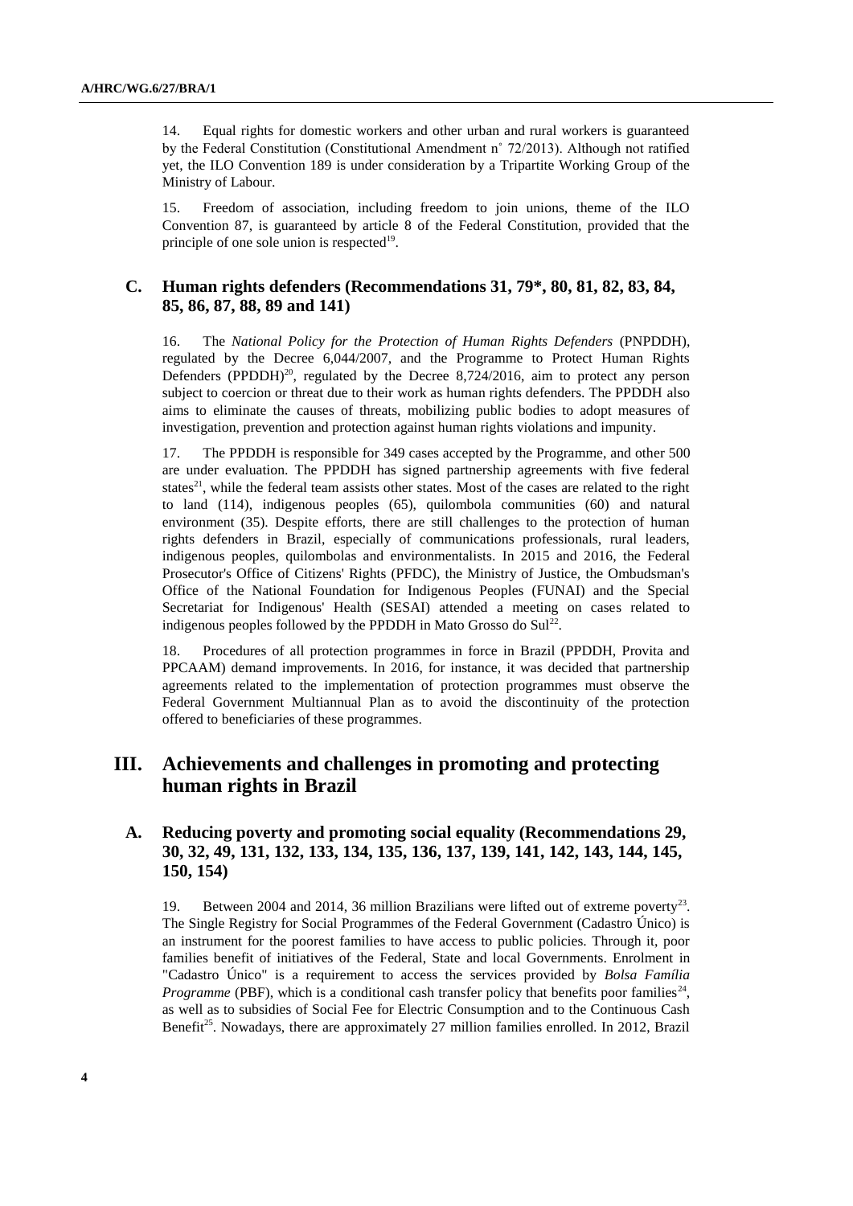14. Equal rights for domestic workers and other urban and rural workers is guaranteed by the Federal Constitution (Constitutional Amendment n˚ 72/2013). Although not ratified yet, the ILO Convention 189 is under consideration by a Tripartite Working Group of the Ministry of Labour.

15. Freedom of association, including freedom to join unions, theme of the ILO Convention 87, is guaranteed by article 8 of the Federal Constitution, provided that the principle of one sole union is respected[19].

### C. Human rights defenders (Recommendations 31, 79*, 80, 81, 82, 83, 84, 85, 86, 87, 88, 89 and 141)

16. The *National Policy for the Protection of Human Rights Defenders* (PNPDDH), regulated by the Decree 6,044/2007, and the Programme to Protect Human Rights Defenders (PPDDH)[20], regulated by the Decree 8,724/2016, aim to protect any person subject to coercion or threat due to their work as human rights defenders. The PPDDH also aims to eliminate the causes of threats, mobilizing public bodies to adopt measures of investigation, prevention and protection against human rights violations and impunity.

17. The PPDDH is responsible for 349 cases accepted by the Programme, and other 500 are under evaluation. The PPDDH has signed partnership agreements with five federal states[21], while the federal team assists other states. Most of the cases are related to the right to land (114), indigenous peoples (65), quilombola communities (60) and natural environment (35). Despite efforts, there are still challenges to the protection of human rights defenders in Brazil, especially of communications professionals, rural leaders, indigenous peoples, quilombolas and environmentalists. In 2015 and 2016, the Federal Prosecutor's Office of Citizens' Rights (PFDC), the Ministry of Justice, the Ombudsman's Office of the National Foundation for Indigenous Peoples (FUNAI) and the Special Secretariat for Indigenous' Health (SESAI) attended a meeting on cases related to indigenous peoples followed by the PPDDH in Mato Grosso do Sul[22].

18. Procedures of all protection programmes in force in Brazil (PPDDH, Provita and PPCAAM) demand improvements. In 2016, for instance, it was decided that partnership agreements related to the implementation of protection programmes must observe the Federal Government Multiannual Plan as to avoid the discontinuity of the protection offered to beneficiaries of these programmes.

## III. Achievements and challenges in promoting and protecting human rights in Brazil

### A. Reducing poverty and promoting social equality (Recommendations 29, 30, 32, 49, 131, 132, 133, 134, 135, 136, 137, 139, 141, 142, 143, 144, 145, 150, 154)

19. Between 2004 and 2014, 36 million Brazilians were lifted out of extreme poverty[23]. The Single Registry for Social Programmes of the Federal Government (Cadastro Único) is an instrument for the poorest families to have access to public policies. Through it, poor families benefit of initiatives of the Federal, State and local Governments. Enrolment in "Cadastro Único" is a requirement to access the services provided by *Bolsa Família Programme* (PBF), which is a conditional cash transfer policy that benefits poor families[24], as well as to subsidies of Social Fee for Electric Consumption and to the Continuous Cash Benefit[25]. Nowadays, there are approximately 27 million families enrolled. In 2012, Brazil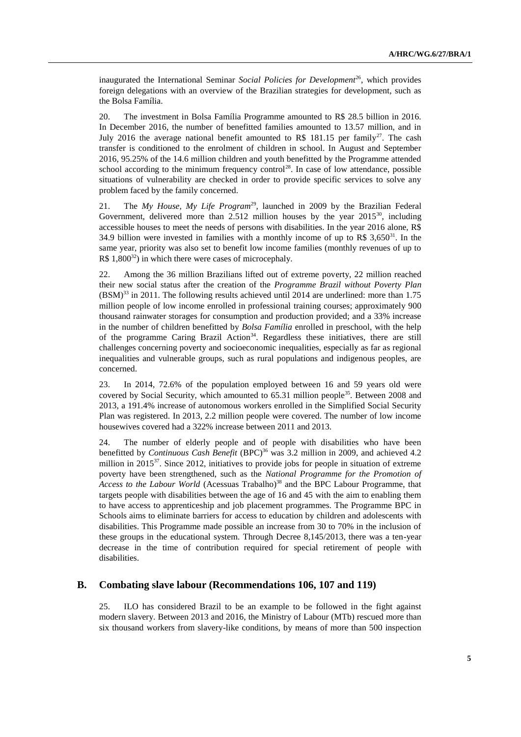inaugurated the International Seminar *Social Policies for Development*[26], which provides foreign delegations with an overview of the Brazilian strategies for development, such as the Bolsa Família.

20. The investment in Bolsa Família Programme amounted to R$ 28.5 billion in 2016. In December 2016, the number of benefitted families amounted to 13.57 million, and in July 2016 the average national benefit amounted to R$ 181.15 per family[27]. The cash transfer is conditioned to the enrolment of children in school. In August and September 2016, 95.25% of the 14.6 million children and youth benefitted by the Programme attended school according to the minimum frequency control[28]. In case of low attendance, possible situations of vulnerability are checked in order to provide specific services to solve any problem faced by the family concerned.

21. The *My House, My Life Program*[29], launched in 2009 by the Brazilian Federal Government, delivered more than 2.512 million houses by the year 2015[30], including accessible houses to meet the needs of persons with disabilities. In the year 2016 alone, R$ 34.9 billion were invested in families with a monthly income of up to R$ 3,650[31]. In the same year, priority was also set to benefit low income families (monthly revenues of up to R$ 1,800[32]) in which there were cases of microcephaly.

22. Among the 36 million Brazilians lifted out of extreme poverty, 22 million reached their new social status after the creation of the *Programme Brazil without Poverty Plan* (BSM)[33] in 2011. The following results achieved until 2014 are underlined: more than 1.75 million people of low income enrolled in professional training courses; approximately 900 thousand rainwater storages for consumption and production provided; and a 33% increase in the number of children benefitted by *Bolsa Família* enrolled in preschool, with the help of the programme Caring Brazil Action[34]. Regardless these initiatives, there are still challenges concerning poverty and socioeconomic inequalities, especially as far as regional inequalities and vulnerable groups, such as rural populations and indigenous peoples, are concerned.

23. In 2014, 72.6% of the population employed between 16 and 59 years old were covered by Social Security, which amounted to 65.31 million people[35]. Between 2008 and 2013, a 191.4% increase of autonomous workers enrolled in the Simplified Social Security Plan was registered. In 2013, 2.2 million people were covered. The number of low income housewives covered had a 322% increase between 2011 and 2013.

24. The number of elderly people and of people with disabilities who have been benefitted by *Continuous Cash Benefit* (BPC)[36] was 3.2 million in 2009, and achieved 4.2 million in 2015[37]. Since 2012, initiatives to provide jobs for people in situation of extreme poverty have been strengthened, such as the *National Programme for the Promotion of Access to the Labour World* (Acessuas Trabalho)[38] and the BPC Labour Programme, that targets people with disabilities between the age of 16 and 45 with the aim to enabling them to have access to apprenticeship and job placement programmes. The Programme BPC in Schools aims to eliminate barriers for access to education by children and adolescents with disabilities. This Programme made possible an increase from 30 to 70% in the inclusion of these groups in the educational system. Through Decree 8,145/2013, there was a ten-year decrease in the time of contribution required for special retirement of people with disabilities.

## B. Combating slave labour (Recommendations 106, 107 and 119)

25. ILO has considered Brazil to be an example to be followed in the fight against modern slavery. Between 2013 and 2016, the Ministry of Labour (MTb) rescued more than six thousand workers from slavery-like conditions, by means of more than 500 inspection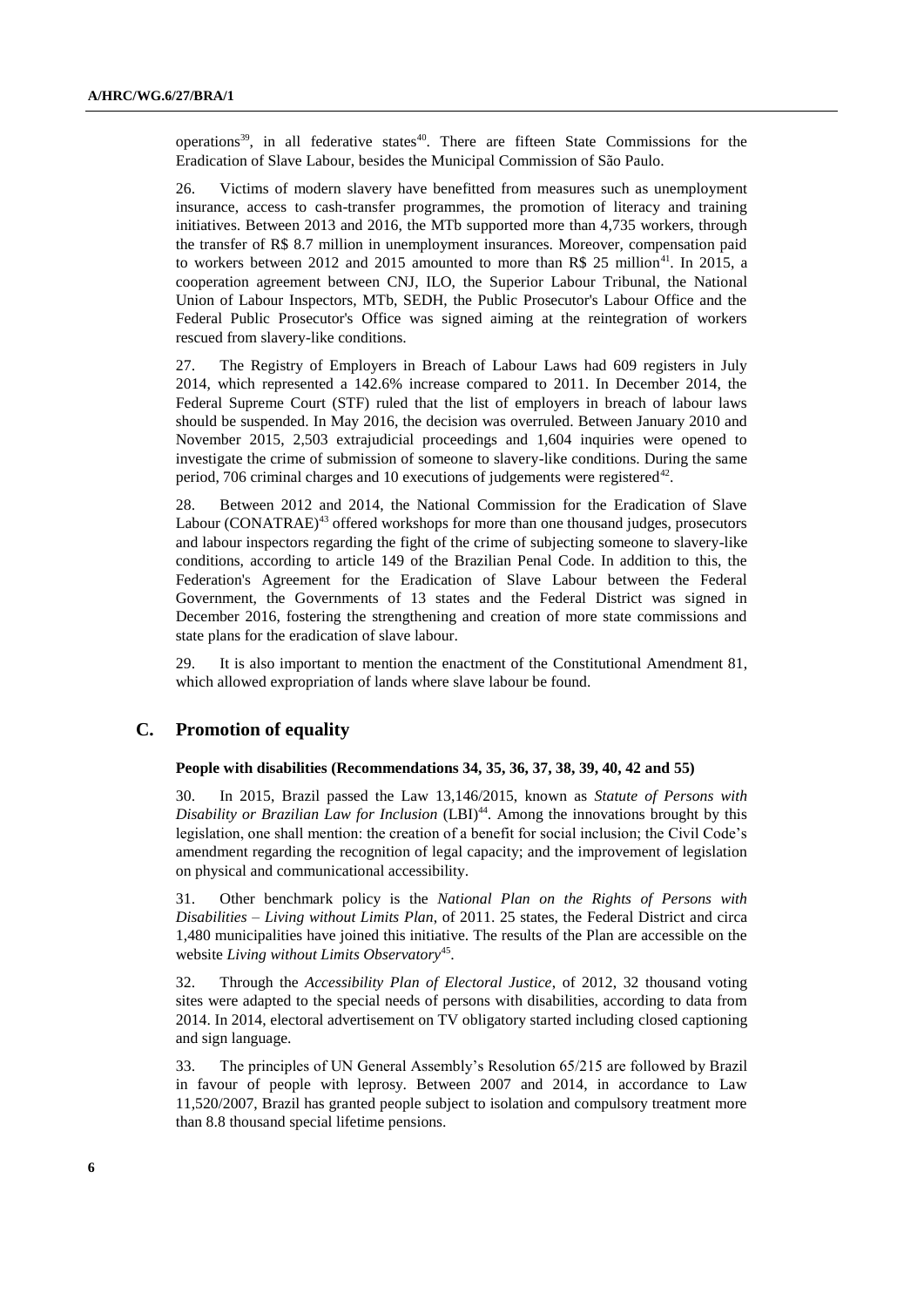operations[39], in all federative states[40]. There are fifteen State Commissions for the Eradication of Slave Labour, besides the Municipal Commission of São Paulo.

26. Victims of modern slavery have benefitted from measures such as unemployment insurance, access to cash-transfer programmes, the promotion of literacy and training initiatives. Between 2013 and 2016, the MTb supported more than 4,735 workers, through the transfer of R$ 8.7 million in unemployment insurances. Moreover, compensation paid to workers between 2012 and 2015 amounted to more than R$ 25 million[41]. In 2015, a cooperation agreement between CNJ, ILO, the Superior Labour Tribunal, the National Union of Labour Inspectors, MTb, SEDH, the Public Prosecutor's Labour Office and the Federal Public Prosecutor's Office was signed aiming at the reintegration of workers rescued from slavery-like conditions.

27. The Registry of Employers in Breach of Labour Laws had 609 registers in July 2014, which represented a 142.6% increase compared to 2011. In December 2014, the Federal Supreme Court (STF) ruled that the list of employers in breach of labour laws should be suspended. In May 2016, the decision was overruled. Between January 2010 and November 2015, 2,503 extrajudicial proceedings and 1,604 inquiries were opened to investigate the crime of submission of someone to slavery-like conditions. During the same period, 706 criminal charges and 10 executions of judgements were registered[42].

28. Between 2012 and 2014, the National Commission for the Eradication of Slave Labour (CONATRAE)[43] offered workshops for more than one thousand judges, prosecutors and labour inspectors regarding the fight of the crime of subjecting someone to slavery-like conditions, according to article 149 of the Brazilian Penal Code. In addition to this, the Federation's Agreement for the Eradication of Slave Labour between the Federal Government, the Governments of 13 states and the Federal District was signed in December 2016, fostering the strengthening and creation of more state commissions and state plans for the eradication of slave labour.

29. It is also important to mention the enactment of the Constitutional Amendment 81, which allowed expropriation of lands where slave labour be found.

## C. Promotion of equality

**People with disabilities (Recommendations 34, 35, 36, 37, 38, 39, 40, 42 and 55)**

30. In 2015, Brazil passed the Law 13,146/2015, known as *Statute of Persons with Disability or Brazilian Law for Inclusion* (LBI)[44]. Among the innovations brought by this legislation, one shall mention: the creation of a benefit for social inclusion; the Civil Code's amendment regarding the recognition of legal capacity; and the improvement of legislation on physical and communicational accessibility.

31. Other benchmark policy is the *National Plan on the Rights of Persons with Disabilities – Living without Limits Plan*, of 2011. 25 states, the Federal District and circa 1,480 municipalities have joined this initiative. The results of the Plan are accessible on the website *Living without Limits Observatory*[45].

32. Through the *Accessibility Plan of Electoral Justice*, of 2012, 32 thousand voting sites were adapted to the special needs of persons with disabilities, according to data from 2014. In 2014, electoral advertisement on TV obligatory started including closed captioning and sign language.

33. The principles of UN General Assembly's Resolution 65/215 are followed by Brazil in favour of people with leprosy. Between 2007 and 2014, in accordance to Law 11,520/2007, Brazil has granted people subject to isolation and compulsory treatment more than 8.8 thousand special lifetime pensions.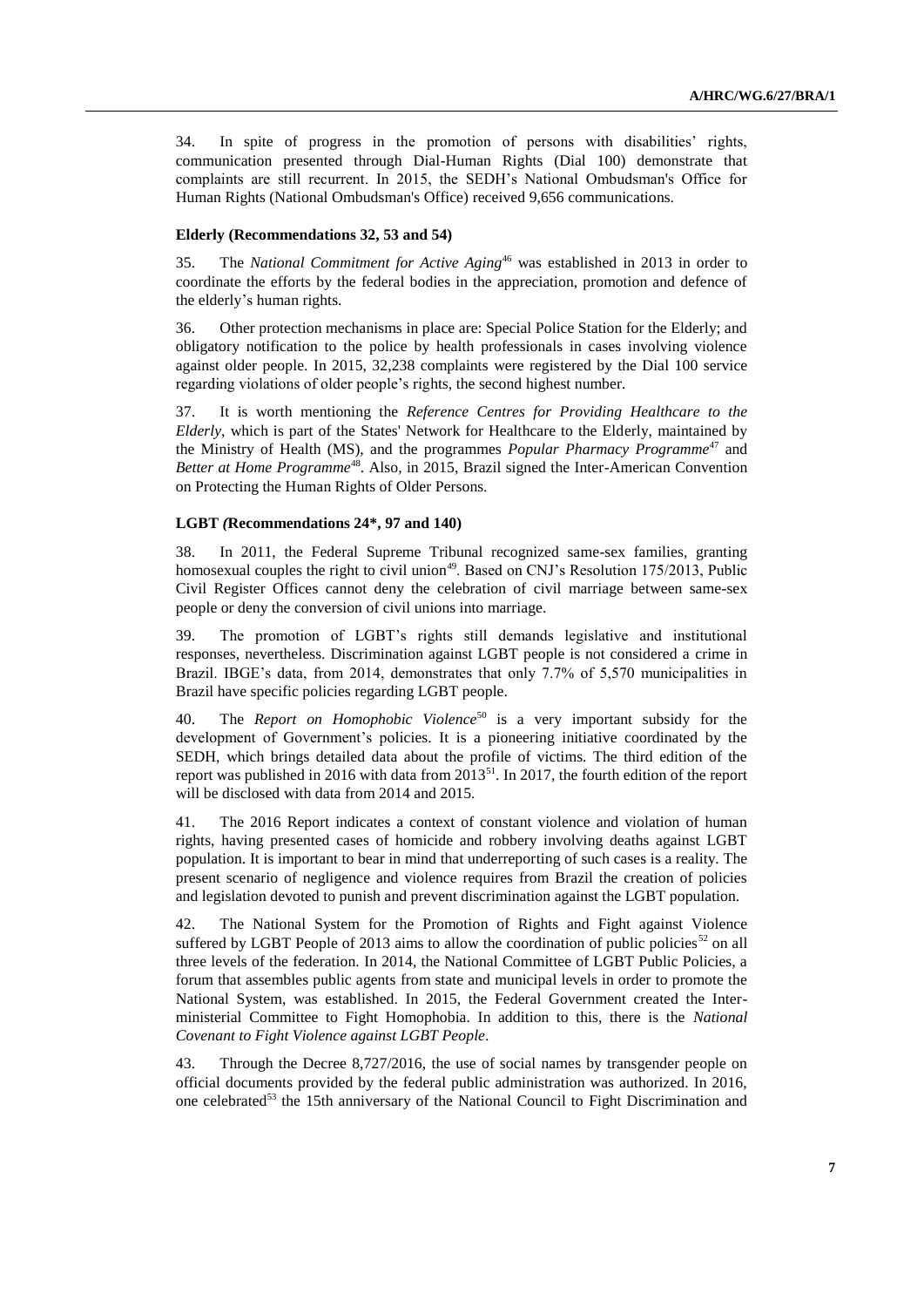34. In spite of progress in the promotion of persons with disabilities' rights, communication presented through Dial-Human Rights (Dial 100) demonstrate that complaints are still recurrent. In 2015, the SEDH's National Ombudsman's Office for Human Rights (National Ombudsman's Office) received 9,656 communications.

### Elderly (Recommendations 32, 53 and 54)

35. The *National Commitment for Active Aging*[46] was established in 2013 in order to coordinate the efforts by the federal bodies in the appreciation, promotion and defence of the elderly's human rights.

36. Other protection mechanisms in place are: Special Police Station for the Elderly; and obligatory notification to the police by health professionals in cases involving violence against older people. In 2015, 32,238 complaints were registered by the Dial 100 service regarding violations of older people's rights, the second highest number.

37. It is worth mentioning the *Reference Centres for Providing Healthcare to the Elderly*, which is part of the States' Network for Healthcare to the Elderly, maintained by the Ministry of Health (MS), and the programmes *Popular Pharmacy Programme*[47] and *Better at Home Programme*[48]. Also, in 2015, Brazil signed the Inter-American Convention on Protecting the Human Rights of Older Persons.

### LGBT *(*Recommendations 24*, 97 and 140)

38. In 2011, the Federal Supreme Tribunal recognized same-sex families, granting homosexual couples the right to civil union[49]. Based on CNJ's Resolution 175/2013, Public Civil Register Offices cannot deny the celebration of civil marriage between same-sex people or deny the conversion of civil unions into marriage.

39. The promotion of LGBT's rights still demands legislative and institutional responses, nevertheless. Discrimination against LGBT people is not considered a crime in Brazil. IBGE's data, from 2014, demonstrates that only 7.7% of 5,570 municipalities in Brazil have specific policies regarding LGBT people.

40. The *Report on Homophobic Violence*[50] is a very important subsidy for the development of Government's policies. It is a pioneering initiative coordinated by the SEDH, which brings detailed data about the profile of victims. The third edition of the report was published in 2016 with data from 2013[51]. In 2017, the fourth edition of the report will be disclosed with data from 2014 and 2015.

41. The 2016 Report indicates a context of constant violence and violation of human rights, having presented cases of homicide and robbery involving deaths against LGBT population. It is important to bear in mind that underreporting of such cases is a reality. The present scenario of negligence and violence requires from Brazil the creation of policies and legislation devoted to punish and prevent discrimination against the LGBT population.

42. The National System for the Promotion of Rights and Fight against Violence suffered by LGBT People of 2013 aims to allow the coordination of public policies[52] on all three levels of the federation. In 2014, the National Committee of LGBT Public Policies, a forum that assembles public agents from state and municipal levels in order to promote the National System, was established. In 2015, the Federal Government created the Inter-ministerial Committee to Fight Homophobia. In addition to this, there is the *National Covenant to Fight Violence against LGBT People*.

43. Through the Decree 8,727/2016, the use of social names by transgender people on official documents provided by the federal public administration was authorized. In 2016, one celebrated[53] the 15th anniversary of the National Council to Fight Discrimination and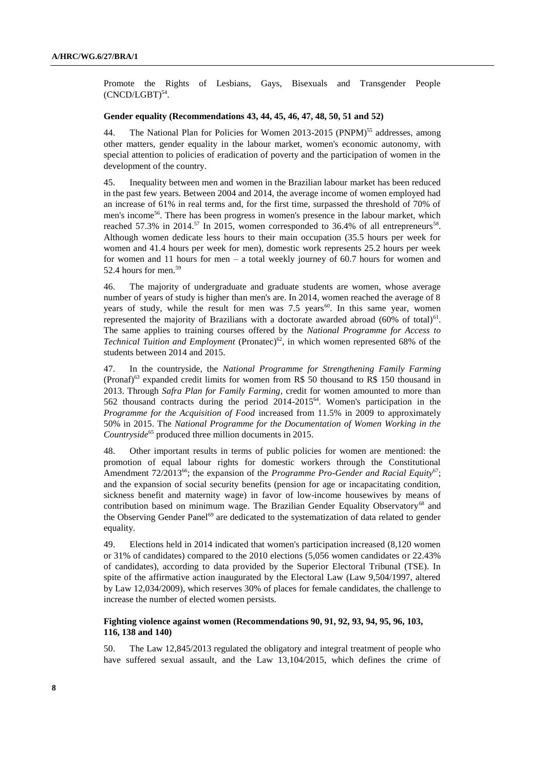Promote the Rights of Lesbians, Gays, Bisexuals and Transgender People (CNCD/LGBT)[54].

**Gender equality (Recommendations 43, 44, 45, 46, 47, 48, 50, 51 and 52)**

44. The National Plan for Policies for Women 2013-2015 (PNPM)[55] addresses, among other matters, gender equality in the labour market, women's economic autonomy, with special attention to policies of eradication of poverty and the participation of women in the development of the country.

45. Inequality between men and women in the Brazilian labour market has been reduced in the past few years. Between 2004 and 2014, the average income of women employed had an increase of 61% in real terms and, for the first time, surpassed the threshold of 70% of men's income[56]. There has been progress in women's presence in the labour market, which reached 57.3% in 2014.[57] In 2015, women corresponded to 36.4% of all entrepreneurs[58]. Although women dedicate less hours to their main occupation (35.5 hours per week for women and 41.4 hours per week for men), domestic work represents 25.2 hours per week for women and 11 hours for men – a total weekly journey of 60.7 hours for women and 52.4 hours for men.[59]

46. The majority of undergraduate and graduate students are women, whose average number of years of study is higher than men's are. In 2014, women reached the average of 8 years of study, while the result for men was 7.5 years[60]. In this same year, women represented the majority of Brazilians with a doctorate awarded abroad (60% of total)[61]. The same applies to training courses offered by the *National Programme for Access to Technical Tuition and Employment* (Pronatec)[62], in which women represented 68% of the students between 2014 and 2015.

47. In the countryside, the *National Programme for Strengthening Family Farming* (Pronaf)[63] expanded credit limits for women from R$ 50 thousand to R$ 150 thousand in 2013. Through *Safra Plan for Family Farming*, credit for women amounted to more than 562 thousand contracts during the period 2014-2015[64]. Women's participation in the *Programme for the Acquisition of Food* increased from 11.5% in 2009 to approximately 50% in 2015. The *National Programme for the Documentation of Women Working in the Countryside*[65] produced three million documents in 2015.

48. Other important results in terms of public policies for women are mentioned: the promotion of equal labour rights for domestic workers through the Constitutional Amendment 72/2013[66]; the expansion of the *Programme Pro-Gender and Racial Equity*[67]; and the expansion of social security benefits (pension for age or incapacitating condition, sickness benefit and maternity wage) in favor of low-income housewives by means of contribution based on minimum wage. The Brazilian Gender Equality Observatory[68] and the Observing Gender Panel[69] are dedicated to the systematization of data related to gender equality.

49. Elections held in 2014 indicated that women's participation increased (8,120 women or 31% of candidates) compared to the 2010 elections (5,056 women candidates or 22.43% of candidates), according to data provided by the Superior Electoral Tribunal (TSE). In spite of the affirmative action inaugurated by the Electoral Law (Law 9,504/1997, altered by Law 12,034/2009), which reserves 30% of places for female candidates, the challenge to increase the number of elected women persists.

**Fighting violence against women (Recommendations 90, 91, 92, 93, 94, 95, 96, 103, 116, 138 and 140)**

50. The Law 12,845/2013 regulated the obligatory and integral treatment of people who have suffered sexual assault, and the Law 13,104/2015, which defines the crime of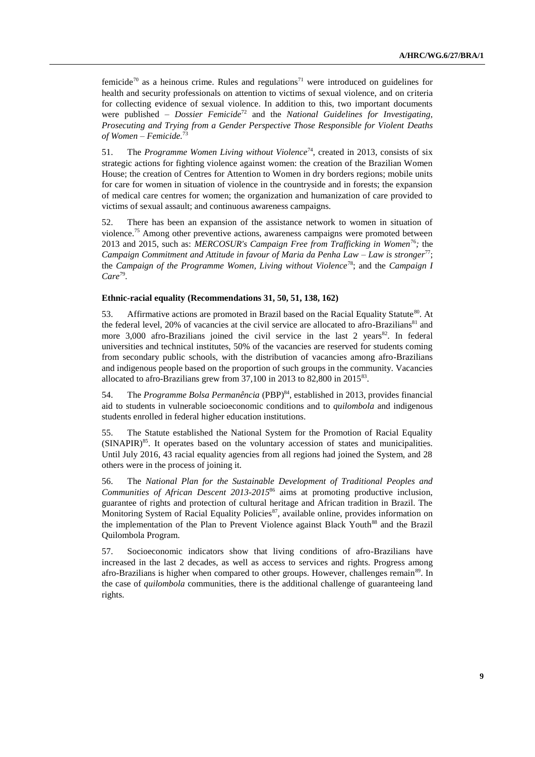femicide[70] as a heinous crime. Rules and regulations[71] were introduced on guidelines for health and security professionals on attention to victims of sexual violence, and on criteria for collecting evidence of sexual violence. In addition to this, two important documents were published – *Dossier Femicide*[72] and the *National Guidelines for Investigating, Prosecuting and Trying from a Gender Perspective Those Responsible for Violent Deaths of Women – Femicide.*[73]

51. The *Programme Women Living without Violence*[74], created in 2013, consists of six strategic actions for fighting violence against women: the creation of the Brazilian Women House; the creation of Centres for Attention to Women in dry borders regions; mobile units for care for women in situation of violence in the countryside and in forests; the expansion of medical care centres for women; the organization and humanization of care provided to victims of sexual assault; and continuous awareness campaigns.

52. There has been an expansion of the assistance network to women in situation of violence.[75] Among other preventive actions, awareness campaigns were promoted between 2013 and 2015, such as: *MERCOSUR's Campaign Free from Trafficking in Women*[76]*;* the *Campaign Commitment and Attitude in favour of Maria da Penha Law – Law is stronger*[77]; the *Campaign of the Programme Women, Living without Violence*[78]; and the *Campaign I Care*[79].

### Ethnic-racial equality (Recommendations 31, 50, 51, 138, 162)

53. Affirmative actions are promoted in Brazil based on the Racial Equality Statute[80]. At the federal level, 20% of vacancies at the civil service are allocated to afro-Brazilians[81] and more 3,000 afro-Brazilians joined the civil service in the last 2 years[82]. In federal universities and technical institutes, 50% of the vacancies are reserved for students coming from secondary public schools, with the distribution of vacancies among afro-Brazilians and indigenous people based on the proportion of such groups in the community. Vacancies allocated to afro-Brazilians grew from 37,100 in 2013 to 82,800 in 2015[83].

54. The *Programme Bolsa Permanência* (PBP)[84], established in 2013, provides financial aid to students in vulnerable socioeconomic conditions and to *quilombola* and indigenous students enrolled in federal higher education institutions.

55. The Statute established the National System for the Promotion of Racial Equality (SINAPIR)[85]. It operates based on the voluntary accession of states and municipalities. Until July 2016, 43 racial equality agencies from all regions had joined the System, and 28 others were in the process of joining it.

56. The *National Plan for the Sustainable Development of Traditional Peoples and Communities of African Descent 2013-2015*[86] aims at promoting productive inclusion, guarantee of rights and protection of cultural heritage and African tradition in Brazil. The Monitoring System of Racial Equality Policies[87], available online, provides information on the implementation of the Plan to Prevent Violence against Black Youth[88] and the Brazil Quilombola Program.

57. Socioeconomic indicators show that living conditions of afro-Brazilians have increased in the last 2 decades, as well as access to services and rights. Progress among afro-Brazilians is higher when compared to other groups. However, challenges remain[89]. In the case of *quilombola* communities, there is the additional challenge of guaranteeing land rights.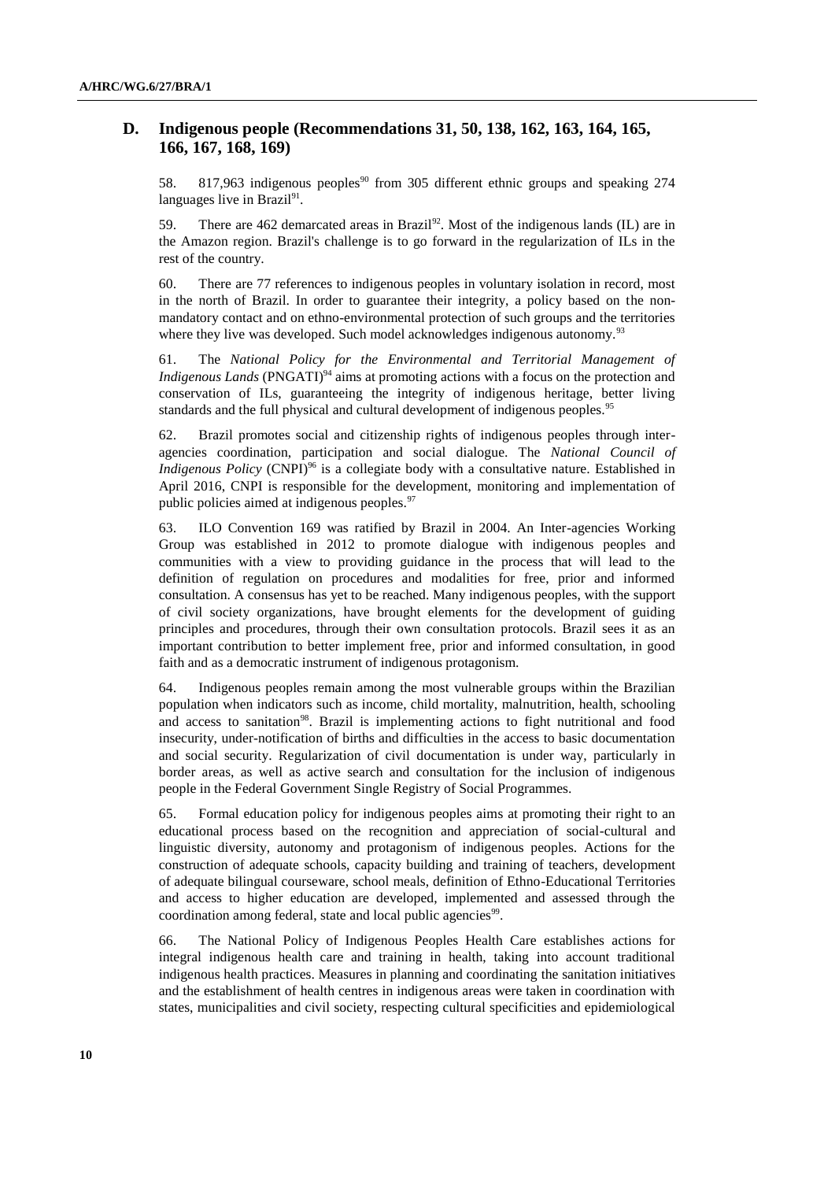## D. Indigenous people (Recommendations 31, 50, 138, 162, 163, 164, 165, 166, 167, 168, 169)

58. 817,963 indigenous peoples[90] from 305 different ethnic groups and speaking 274 languages live in Brazil[91].

59. There are 462 demarcated areas in Brazil[92]. Most of the indigenous lands (IL) are in the Amazon region. Brazil's challenge is to go forward in the regularization of ILs in the rest of the country.

60. There are 77 references to indigenous peoples in voluntary isolation in record, most in the north of Brazil. In order to guarantee their integrity, a policy based on the non-mandatory contact and on ethno-environmental protection of such groups and the territories where they live was developed. Such model acknowledges indigenous autonomy.[93]

61. The *National Policy for the Environmental and Territorial Management of Indigenous Lands* (PNGATI)[94] aims at promoting actions with a focus on the protection and conservation of ILs, guaranteeing the integrity of indigenous heritage, better living standards and the full physical and cultural development of indigenous peoples.[95]

62. Brazil promotes social and citizenship rights of indigenous peoples through inter-agencies coordination, participation and social dialogue. The *National Council of Indigenous Policy* (CNPI)[96] is a collegiate body with a consultative nature. Established in April 2016, CNPI is responsible for the development, monitoring and implementation of public policies aimed at indigenous peoples.[97]

63. ILO Convention 169 was ratified by Brazil in 2004. An Inter-agencies Working Group was established in 2012 to promote dialogue with indigenous peoples and communities with a view to providing guidance in the process that will lead to the definition of regulation on procedures and modalities for free, prior and informed consultation. A consensus has yet to be reached. Many indigenous peoples, with the support of civil society organizations, have brought elements for the development of guiding principles and procedures, through their own consultation protocols. Brazil sees it as an important contribution to better implement free, prior and informed consultation, in good faith and as a democratic instrument of indigenous protagonism.

64. Indigenous peoples remain among the most vulnerable groups within the Brazilian population when indicators such as income, child mortality, malnutrition, health, schooling and access to sanitation[98]. Brazil is implementing actions to fight nutritional and food insecurity, under-notification of births and difficulties in the access to basic documentation and social security. Regularization of civil documentation is under way, particularly in border areas, as well as active search and consultation for the inclusion of indigenous people in the Federal Government Single Registry of Social Programmes.

65. Formal education policy for indigenous peoples aims at promoting their right to an educational process based on the recognition and appreciation of social-cultural and linguistic diversity, autonomy and protagonism of indigenous peoples. Actions for the construction of adequate schools, capacity building and training of teachers, development of adequate bilingual courseware, school meals, definition of Ethno-Educational Territories and access to higher education are developed, implemented and assessed through the coordination among federal, state and local public agencies[99].

66. The National Policy of Indigenous Peoples Health Care establishes actions for integral indigenous health care and training in health, taking into account traditional indigenous health practices. Measures in planning and coordinating the sanitation initiatives and the establishment of health centres in indigenous areas were taken in coordination with states, municipalities and civil society, respecting cultural specificities and epidemiological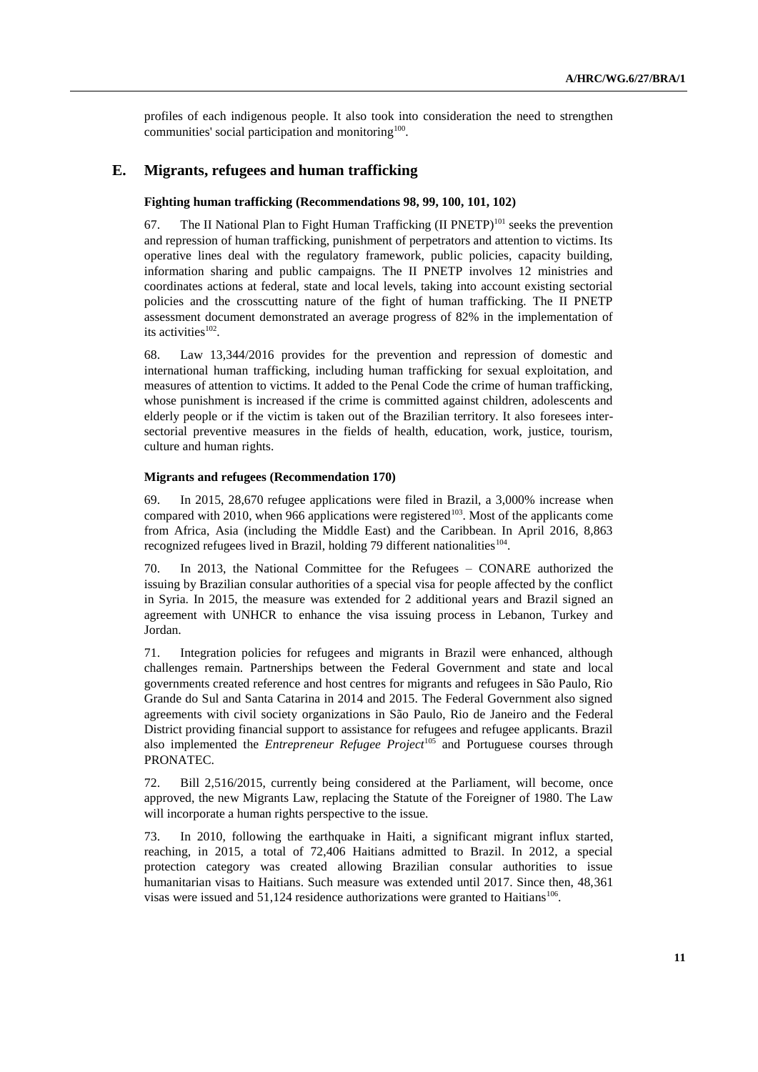profiles of each indigenous people. It also took into consideration the need to strengthen communities' social participation and monitoring[100].

## E. Migrants, refugees and human trafficking

### Fighting human trafficking (Recommendations 98, 99, 100, 101, 102)

67. The II National Plan to Fight Human Trafficking (II PNETP)[101] seeks the prevention and repression of human trafficking, punishment of perpetrators and attention to victims. Its operative lines deal with the regulatory framework, public policies, capacity building, information sharing and public campaigns. The II PNETP involves 12 ministries and coordinates actions at federal, state and local levels, taking into account existing sectorial policies and the crosscutting nature of the fight of human trafficking. The II PNETP assessment document demonstrated an average progress of 82% in the implementation of its activities[102].

68. Law 13,344/2016 provides for the prevention and repression of domestic and international human trafficking, including human trafficking for sexual exploitation, and measures of attention to victims. It added to the Penal Code the crime of human trafficking, whose punishment is increased if the crime is committed against children, adolescents and elderly people or if the victim is taken out of the Brazilian territory. It also foresees inter-sectorial preventive measures in the fields of health, education, work, justice, tourism, culture and human rights.

### Migrants and refugees (Recommendation 170)

69. In 2015, 28,670 refugee applications were filed in Brazil, a 3,000% increase when compared with 2010, when 966 applications were registered[103]. Most of the applicants come from Africa, Asia (including the Middle East) and the Caribbean. In April 2016, 8,863 recognized refugees lived in Brazil, holding 79 different nationalities[104].

70. In 2013, the National Committee for the Refugees – CONARE authorized the issuing by Brazilian consular authorities of a special visa for people affected by the conflict in Syria. In 2015, the measure was extended for 2 additional years and Brazil signed an agreement with UNHCR to enhance the visa issuing process in Lebanon, Turkey and Jordan.

71. Integration policies for refugees and migrants in Brazil were enhanced, although challenges remain. Partnerships between the Federal Government and state and local governments created reference and host centres for migrants and refugees in São Paulo, Rio Grande do Sul and Santa Catarina in 2014 and 2015. The Federal Government also signed agreements with civil society organizations in São Paulo, Rio de Janeiro and the Federal District providing financial support to assistance for refugees and refugee applicants. Brazil also implemented the *Entrepreneur Refugee Project*[105] and Portuguese courses through PRONATEC.

72. Bill 2,516/2015, currently being considered at the Parliament, will become, once approved, the new Migrants Law, replacing the Statute of the Foreigner of 1980. The Law will incorporate a human rights perspective to the issue.

73. In 2010, following the earthquake in Haiti, a significant migrant influx started, reaching, in 2015, a total of 72,406 Haitians admitted to Brazil. In 2012, a special protection category was created allowing Brazilian consular authorities to issue humanitarian visas to Haitians. Such measure was extended until 2017. Since then, 48,361 visas were issued and 51,124 residence authorizations were granted to Haitians[106].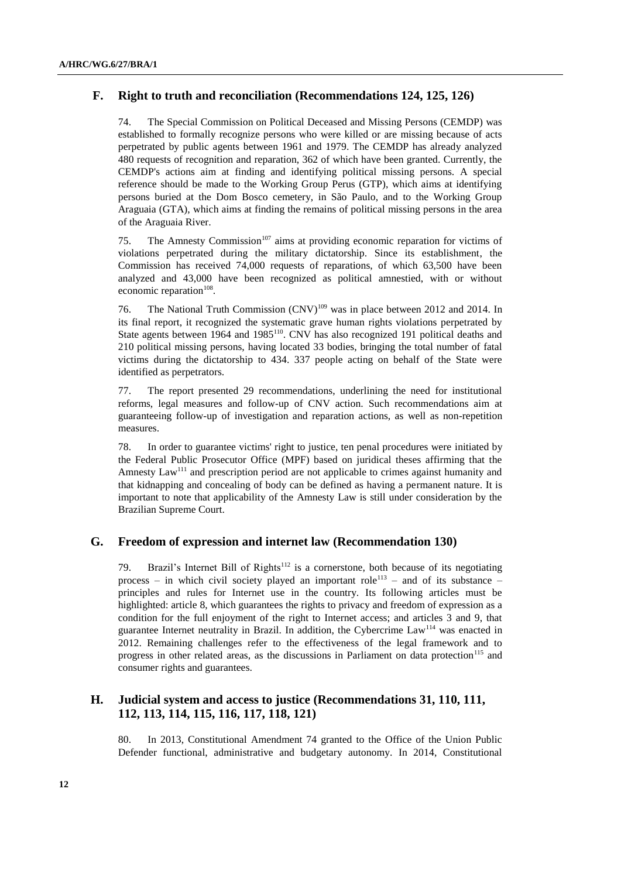## F. Right to truth and reconciliation (Recommendations 124, 125, 126)

74. The Special Commission on Political Deceased and Missing Persons (CEMDP) was established to formally recognize persons who were killed or are missing because of acts perpetrated by public agents between 1961 and 1979. The CEMDP has already analyzed 480 requests of recognition and reparation, 362 of which have been granted. Currently, the CEMDP's actions aim at finding and identifying political missing persons. A special reference should be made to the Working Group Perus (GTP), which aims at identifying persons buried at the Dom Bosco cemetery, in São Paulo, and to the Working Group Araguaia (GTA), which aims at finding the remains of political missing persons in the area of the Araguaia River.

75. The Amnesty Commission[107] aims at providing economic reparation for victims of violations perpetrated during the military dictatorship. Since its establishment, the Commission has received 74,000 requests of reparations, of which 63,500 have been analyzed and 43,000 have been recognized as political amnestied, with or without economic reparation[108].

76. The National Truth Commission (CNV)[109] was in place between 2012 and 2014. In its final report, it recognized the systematic grave human rights violations perpetrated by State agents between 1964 and 1985[110]. CNV has also recognized 191 political deaths and 210 political missing persons, having located 33 bodies, bringing the total number of fatal victims during the dictatorship to 434. 337 people acting on behalf of the State were identified as perpetrators.

77. The report presented 29 recommendations, underlining the need for institutional reforms, legal measures and follow-up of CNV action. Such recommendations aim at guaranteeing follow-up of investigation and reparation actions, as well as non-repetition measures.

78. In order to guarantee victims' right to justice, ten penal procedures were initiated by the Federal Public Prosecutor Office (MPF) based on juridical theses affirming that the Amnesty Law[111] and prescription period are not applicable to crimes against humanity and that kidnapping and concealing of body can be defined as having a permanent nature. It is important to note that applicability of the Amnesty Law is still under consideration by the Brazilian Supreme Court.

## G. Freedom of expression and internet law (Recommendation 130)

79. Brazil's Internet Bill of Rights[112] is a cornerstone, both because of its negotiating process – in which civil society played an important role[113] – and of its substance – principles and rules for Internet use in the country. Its following articles must be highlighted: article 8, which guarantees the rights to privacy and freedom of expression as a condition for the full enjoyment of the right to Internet access; and articles 3 and 9, that guarantee Internet neutrality in Brazil. In addition, the Cybercrime Law[114] was enacted in 2012. Remaining challenges refer to the effectiveness of the legal framework and to progress in other related areas, as the discussions in Parliament on data protection[115] and consumer rights and guarantees.

## H. Judicial system and access to justice (Recommendations 31, 110, 111, 112, 113, 114, 115, 116, 117, 118, 121)

80. In 2013, Constitutional Amendment 74 granted to the Office of the Union Public Defender functional, administrative and budgetary autonomy. In 2014, Constitutional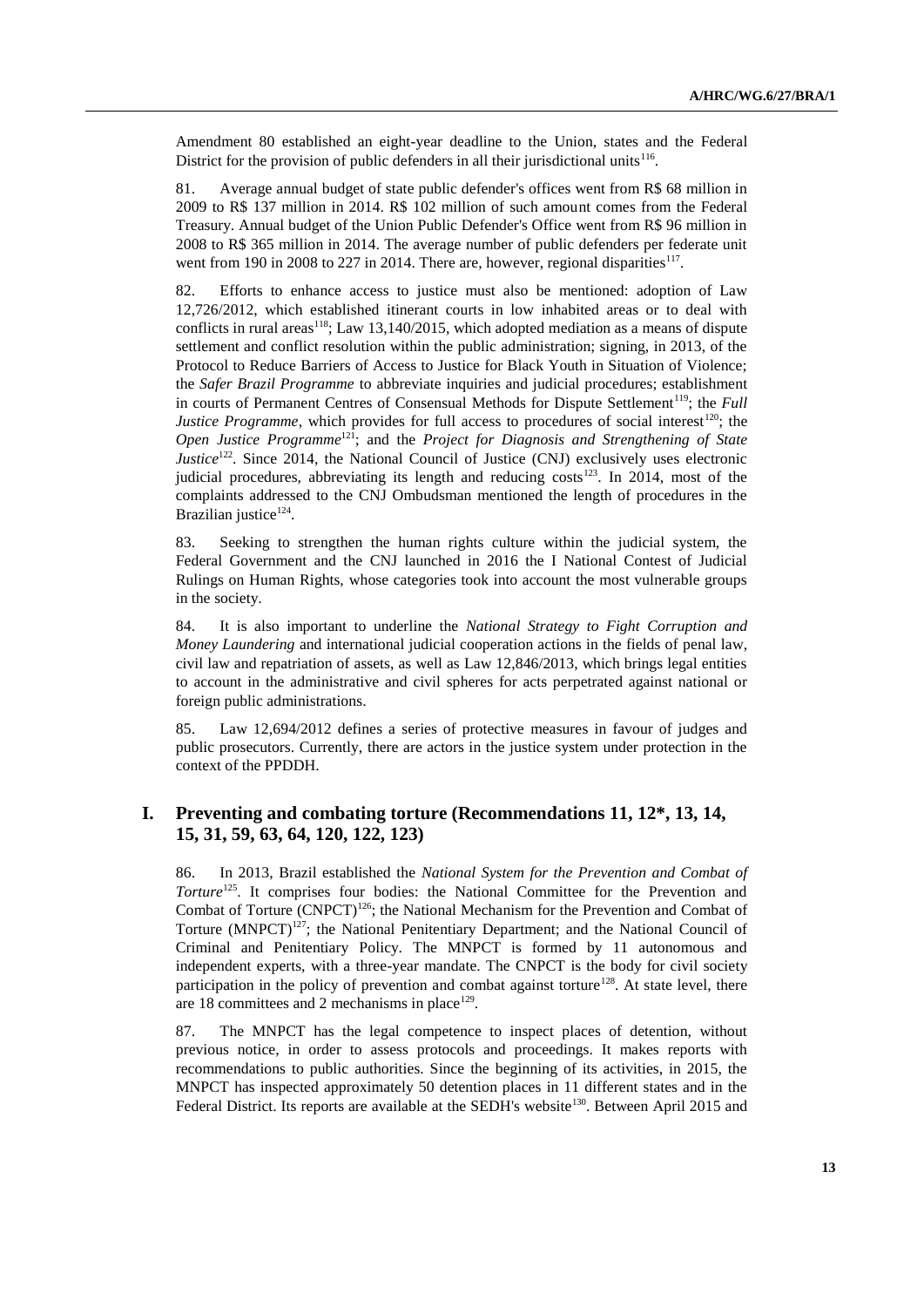Amendment 80 established an eight-year deadline to the Union, states and the Federal District for the provision of public defenders in all their jurisdictional units[116].

81. Average annual budget of state public defender's offices went from R$ 68 million in 2009 to R$ 137 million in 2014. R$ 102 million of such amount comes from the Federal Treasury. Annual budget of the Union Public Defender's Office went from R$ 96 million in 2008 to R$ 365 million in 2014. The average number of public defenders per federate unit went from 190 in 2008 to 227 in 2014. There are, however, regional disparities[117].

82. Efforts to enhance access to justice must also be mentioned: adoption of Law 12,726/2012, which established itinerant courts in low inhabited areas or to deal with conflicts in rural areas[118]; Law 13,140/2015, which adopted mediation as a means of dispute settlement and conflict resolution within the public administration; signing, in 2013, of the Protocol to Reduce Barriers of Access to Justice for Black Youth in Situation of Violence; the *Safer Brazil Programme* to abbreviate inquiries and judicial procedures; establishment in courts of Permanent Centres of Consensual Methods for Dispute Settlement[119]; the *Full Justice Programme*, which provides for full access to procedures of social interest[120]; the *Open Justice Programme*[121]; and the *Project for Diagnosis and Strengthening of State Justice*[122]. Since 2014, the National Council of Justice (CNJ) exclusively uses electronic judicial procedures, abbreviating its length and reducing costs[123]. In 2014, most of the complaints addressed to the CNJ Ombudsman mentioned the length of procedures in the Brazilian justice[124].

83. Seeking to strengthen the human rights culture within the judicial system, the Federal Government and the CNJ launched in 2016 the I National Contest of Judicial Rulings on Human Rights, whose categories took into account the most vulnerable groups in the society.

84. It is also important to underline the *National Strategy to Fight Corruption and Money Laundering* and international judicial cooperation actions in the fields of penal law, civil law and repatriation of assets, as well as Law 12,846/2013, which brings legal entities to account in the administrative and civil spheres for acts perpetrated against national or foreign public administrations.

85. Law 12,694/2012 defines a series of protective measures in favour of judges and public prosecutors. Currently, there are actors in the justice system under protection in the context of the PPDDH.

## I. Preventing and combating torture (Recommendations 11, 12*, 13, 14, 15, 31, 59, 63, 64, 120, 122, 123)

86. In 2013, Brazil established the *National System for the Prevention and Combat of Torture*[125]. It comprises four bodies: the National Committee for the Prevention and Combat of Torture (CNPCT)[126]; the National Mechanism for the Prevention and Combat of Torture (MNPCT)[127]; the National Penitentiary Department; and the National Council of Criminal and Penitentiary Policy. The MNPCT is formed by 11 autonomous and independent experts, with a three-year mandate. The CNPCT is the body for civil society participation in the policy of prevention and combat against torture[128]. At state level, there are 18 committees and 2 mechanisms in place[129].

87. The MNPCT has the legal competence to inspect places of detention, without previous notice, in order to assess protocols and proceedings. It makes reports with recommendations to public authorities. Since the beginning of its activities, in 2015, the MNPCT has inspected approximately 50 detention places in 11 different states and in the Federal District. Its reports are available at the SEDH's website[130]. Between April 2015 and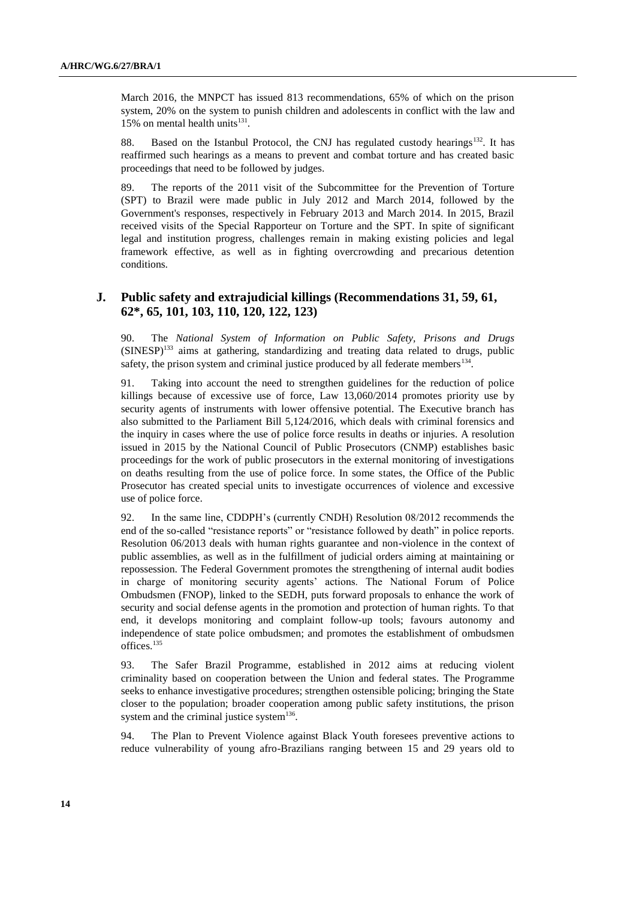March 2016, the MNPCT has issued 813 recommendations, 65% of which on the prison system, 20% on the system to punish children and adolescents in conflict with the law and 15% on mental health units[131].

88. Based on the Istanbul Protocol, the CNJ has regulated custody hearings[132]. It has reaffirmed such hearings as a means to prevent and combat torture and has created basic proceedings that need to be followed by judges.

89. The reports of the 2011 visit of the Subcommittee for the Prevention of Torture (SPT) to Brazil were made public in July 2012 and March 2014, followed by the Government's responses, respectively in February 2013 and March 2014. In 2015, Brazil received visits of the Special Rapporteur on Torture and the SPT. In spite of significant legal and institution progress, challenges remain in making existing policies and legal framework effective, as well as in fighting overcrowding and precarious detention conditions.

## J. Public safety and extrajudicial killings (Recommendations 31, 59, 61, 62*, 65, 101, 103, 110, 120, 122, 123)

90. The *National System of Information on Public Safety, Prisons and Drugs* (SINESP)[133] aims at gathering, standardizing and treating data related to drugs, public safety, the prison system and criminal justice produced by all federate members[134].

91. Taking into account the need to strengthen guidelines for the reduction of police killings because of excessive use of force, Law 13,060/2014 promotes priority use by security agents of instruments with lower offensive potential. The Executive branch has also submitted to the Parliament Bill 5,124/2016, which deals with criminal forensics and the inquiry in cases where the use of police force results in deaths or injuries. A resolution issued in 2015 by the National Council of Public Prosecutors (CNMP) establishes basic proceedings for the work of public prosecutors in the external monitoring of investigations on deaths resulting from the use of police force. In some states, the Office of the Public Prosecutor has created special units to investigate occurrences of violence and excessive use of police force.

92. In the same line, CDDPH's (currently CNDH) Resolution 08/2012 recommends the end of the so-called "resistance reports" or "resistance followed by death" in police reports. Resolution 06/2013 deals with human rights guarantee and non-violence in the context of public assemblies, as well as in the fulfillment of judicial orders aiming at maintaining or repossession. The Federal Government promotes the strengthening of internal audit bodies in charge of monitoring security agents' actions. The National Forum of Police Ombudsmen (FNOP), linked to the SEDH, puts forward proposals to enhance the work of security and social defense agents in the promotion and protection of human rights. To that end, it develops monitoring and complaint follow-up tools; favours autonomy and independence of state police ombudsmen; and promotes the establishment of ombudsmen offices.[135]

93. The Safer Brazil Programme, established in 2012 aims at reducing violent criminality based on cooperation between the Union and federal states. The Programme seeks to enhance investigative procedures; strengthen ostensible policing; bringing the State closer to the population; broader cooperation among public safety institutions, the prison system and the criminal justice system[136].

94. The Plan to Prevent Violence against Black Youth foresees preventive actions to reduce vulnerability of young afro-Brazilians ranging between 15 and 29 years old to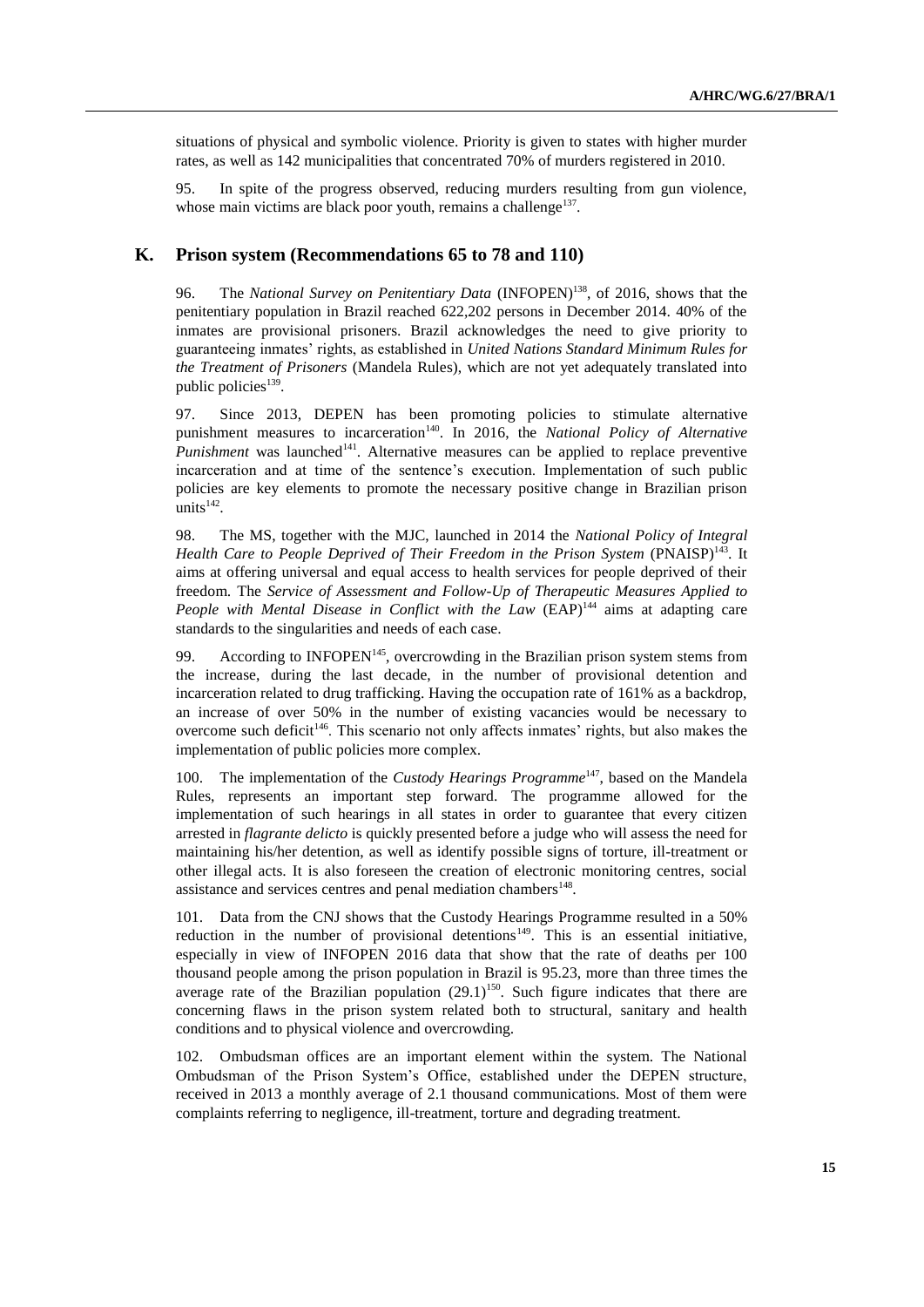situations of physical and symbolic violence. Priority is given to states with higher murder rates, as well as 142 municipalities that concentrated 70% of murders registered in 2010.

95. In spite of the progress observed, reducing murders resulting from gun violence, whose main victims are black poor youth, remains a challenge[137].

## K. Prison system (Recommendations 65 to 78 and 110)

96. The *National Survey on Penitentiary Data* (INFOPEN)[138], of 2016, shows that the penitentiary population in Brazil reached 622,202 persons in December 2014. 40% of the inmates are provisional prisoners. Brazil acknowledges the need to give priority to guaranteeing inmates' rights, as established in *United Nations Standard Minimum Rules for the Treatment of Prisoners* (Mandela Rules), which are not yet adequately translated into public policies[139].

97. Since 2013, DEPEN has been promoting policies to stimulate alternative punishment measures to incarceration[140]. In 2016, the *National Policy of Alternative Punishment* was launched[141]. Alternative measures can be applied to replace preventive incarceration and at time of the sentence's execution. Implementation of such public policies are key elements to promote the necessary positive change in Brazilian prison units[142].

98. The MS, together with the MJC, launched in 2014 the *National Policy of Integral Health Care to People Deprived of Their Freedom in the Prison System* (PNAISP)[143]. It aims at offering universal and equal access to health services for people deprived of their freedom. The *Service of Assessment and Follow-Up of Therapeutic Measures Applied to People with Mental Disease in Conflict with the Law* (EAP)[144] aims at adapting care standards to the singularities and needs of each case.

99. According to INFOPEN[145], overcrowding in the Brazilian prison system stems from the increase, during the last decade, in the number of provisional detention and incarceration related to drug trafficking. Having the occupation rate of 161% as a backdrop, an increase of over 50% in the number of existing vacancies would be necessary to overcome such deficit[146]. This scenario not only affects inmates' rights, but also makes the implementation of public policies more complex.

100. The implementation of the *Custody Hearings Programme*[147], based on the Mandela Rules, represents an important step forward. The programme allowed for the implementation of such hearings in all states in order to guarantee that every citizen arrested in *flagrante delicto* is quickly presented before a judge who will assess the need for maintaining his/her detention, as well as identify possible signs of torture, ill-treatment or other illegal acts. It is also foreseen the creation of electronic monitoring centres, social assistance and services centres and penal mediation chambers[148].

101. Data from the CNJ shows that the Custody Hearings Programme resulted in a 50% reduction in the number of provisional detentions[149]. This is an essential initiative, especially in view of INFOPEN 2016 data that show that the rate of deaths per 100 thousand people among the prison population in Brazil is 95.23, more than three times the average rate of the Brazilian population (29.1)[150]. Such figure indicates that there are concerning flaws in the prison system related both to structural, sanitary and health conditions and to physical violence and overcrowding.

102. Ombudsman offices are an important element within the system. The National Ombudsman of the Prison System's Office, established under the DEPEN structure, received in 2013 a monthly average of 2.1 thousand communications. Most of them were complaints referring to negligence, ill-treatment, torture and degrading treatment.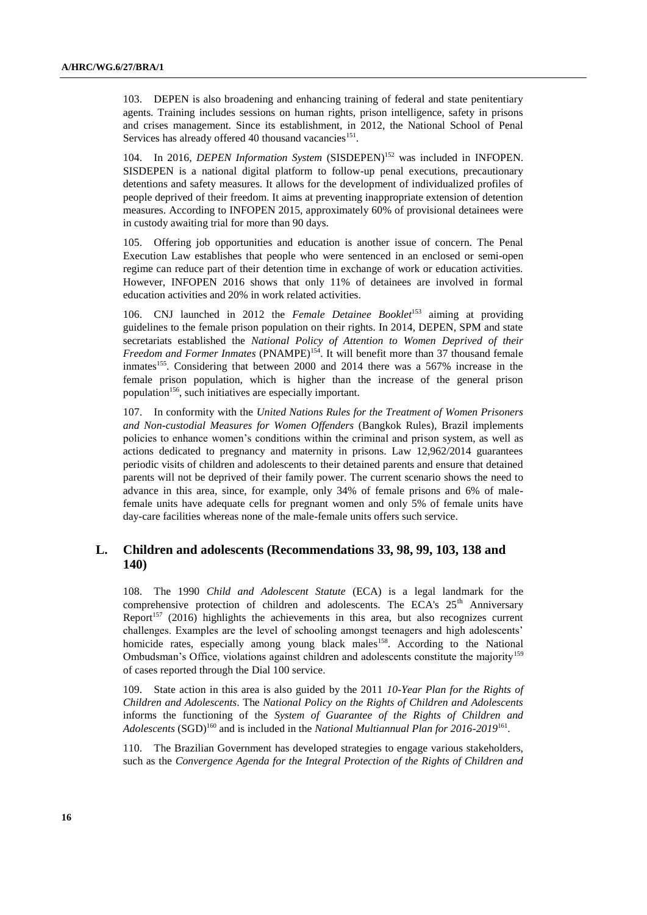103. DEPEN is also broadening and enhancing training of federal and state penitentiary agents. Training includes sessions on human rights, prison intelligence, safety in prisons and crises management. Since its establishment, in 2012, the National School of Penal Services has already offered 40 thousand vacancies[151].

104. In 2016, *DEPEN Information System* (SISDEPEN)[152] was included in INFOPEN. SISDEPEN is a national digital platform to follow-up penal executions, precautionary detentions and safety measures. It allows for the development of individualized profiles of people deprived of their freedom. It aims at preventing inappropriate extension of detention measures. According to INFOPEN 2015, approximately 60% of provisional detainees were in custody awaiting trial for more than 90 days.

105. Offering job opportunities and education is another issue of concern. The Penal Execution Law establishes that people who were sentenced in an enclosed or semi-open regime can reduce part of their detention time in exchange of work or education activities. However, INFOPEN 2016 shows that only 11% of detainees are involved in formal education activities and 20% in work related activities.

106. CNJ launched in 2012 the *Female Detainee Booklet*[153] aiming at providing guidelines to the female prison population on their rights. In 2014, DEPEN, SPM and state secretariats established the *National Policy of Attention to Women Deprived of their Freedom and Former Inmates* (PNAMPE)[154]. It will benefit more than 37 thousand female inmates[155]. Considering that between 2000 and 2014 there was a 567% increase in the female prison population, which is higher than the increase of the general prison population[156], such initiatives are especially important.

107. In conformity with the *United Nations Rules for the Treatment of Women Prisoners and Non-custodial Measures for Women Offenders* (Bangkok Rules), Brazil implements policies to enhance women's conditions within the criminal and prison system, as well as actions dedicated to pregnancy and maternity in prisons. Law 12,962/2014 guarantees periodic visits of children and adolescents to their detained parents and ensure that detained parents will not be deprived of their family power. The current scenario shows the need to advance in this area, since, for example, only 34% of female prisons and 6% of male-female units have adequate cells for pregnant women and only 5% of female units have day-care facilities whereas none of the male-female units offers such service.

## L. Children and adolescents (Recommendations 33, 98, 99, 103, 138 and 140)

108. The 1990 *Child and Adolescent Statute* (ECA) is a legal landmark for the comprehensive protection of children and adolescents. The ECA's 25th Anniversary Report[157] (2016) highlights the achievements in this area, but also recognizes current challenges. Examples are the level of schooling amongst teenagers and high adolescents' homicide rates, especially among young black males[158]. According to the National Ombudsman's Office, violations against children and adolescents constitute the majority[159] of cases reported through the Dial 100 service.

109. State action in this area is also guided by the 2011 *10-Year Plan for the Rights of Children and Adolescents*. The *National Policy on the Rights of Children and Adolescents* informs the functioning of the *System of Guarantee of the Rights of Children and Adolescents* (SGD)[160] and is included in the *National Multiannual Plan for 2016-2019*[161].

110. The Brazilian Government has developed strategies to engage various stakeholders, such as the *Convergence Agenda for the Integral Protection of the Rights of Children and*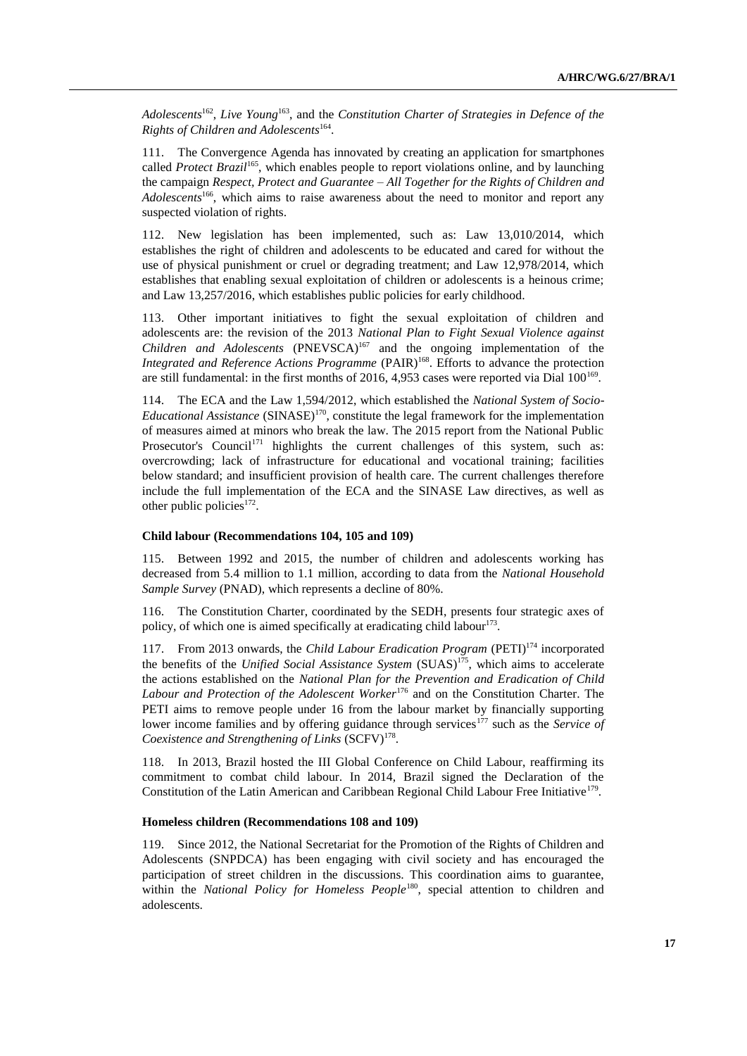*Adolescents*[162], *Live Young*[163], and the *Constitution Charter of Strategies in Defence of the Rights of Children and Adolescents*[164].

111. The Convergence Agenda has innovated by creating an application for smartphones called *Protect Brazil*[165], which enables people to report violations online, and by launching the campaign *Respect, Protect and Guarantee – All Together for the Rights of Children and Adolescents*[166], which aims to raise awareness about the need to monitor and report any suspected violation of rights.

112. New legislation has been implemented, such as: Law 13,010/2014, which establishes the right of children and adolescents to be educated and cared for without the use of physical punishment or cruel or degrading treatment; and Law 12,978/2014, which establishes that enabling sexual exploitation of children or adolescents is a heinous crime; and Law 13,257/2016, which establishes public policies for early childhood.

113. Other important initiatives to fight the sexual exploitation of children and adolescents are: the revision of the 2013 *National Plan to Fight Sexual Violence against Children and Adolescents* (PNEVSCA)[167] and the ongoing implementation of the *Integrated and Reference Actions Programme* (PAIR)[168]. Efforts to advance the protection are still fundamental: in the first months of 2016, 4,953 cases were reported via Dial 100[169].

114. The ECA and the Law 1,594/2012, which established the *National System of Socio-Educational Assistance* (SINASE)[170], constitute the legal framework for the implementation of measures aimed at minors who break the law. The 2015 report from the National Public Prosecutor's Council[171] highlights the current challenges of this system, such as: overcrowding; lack of infrastructure for educational and vocational training; facilities below standard; and insufficient provision of health care. The current challenges therefore include the full implementation of the ECA and the SINASE Law directives, as well as other public policies[172].

### Child labour (Recommendations 104, 105 and 109)

115. Between 1992 and 2015, the number of children and adolescents working has decreased from 5.4 million to 1.1 million, according to data from the *National Household Sample Survey* (PNAD), which represents a decline of 80%.

116. The Constitution Charter, coordinated by the SEDH, presents four strategic axes of policy, of which one is aimed specifically at eradicating child labour[173].

117. From 2013 onwards, the *Child Labour Eradication Program* (PETI)[174] incorporated the benefits of the *Unified Social Assistance System* (SUAS)[175], which aims to accelerate the actions established on the *National Plan for the Prevention and Eradication of Child Labour and Protection of the Adolescent Worker*[176] and on the Constitution Charter. The PETI aims to remove people under 16 from the labour market by financially supporting lower income families and by offering guidance through services[177] such as the *Service of Coexistence and Strengthening of Links* (SCFV)[178].

118. In 2013, Brazil hosted the III Global Conference on Child Labour, reaffirming its commitment to combat child labour. In 2014, Brazil signed the Declaration of the Constitution of the Latin American and Caribbean Regional Child Labour Free Initiative[179].

### Homeless children (Recommendations 108 and 109)

119. Since 2012, the National Secretariat for the Promotion of the Rights of Children and Adolescents (SNPDCA) has been engaging with civil society and has encouraged the participation of street children in the discussions. This coordination aims to guarantee, within the *National Policy for Homeless People*[180], special attention to children and adolescents.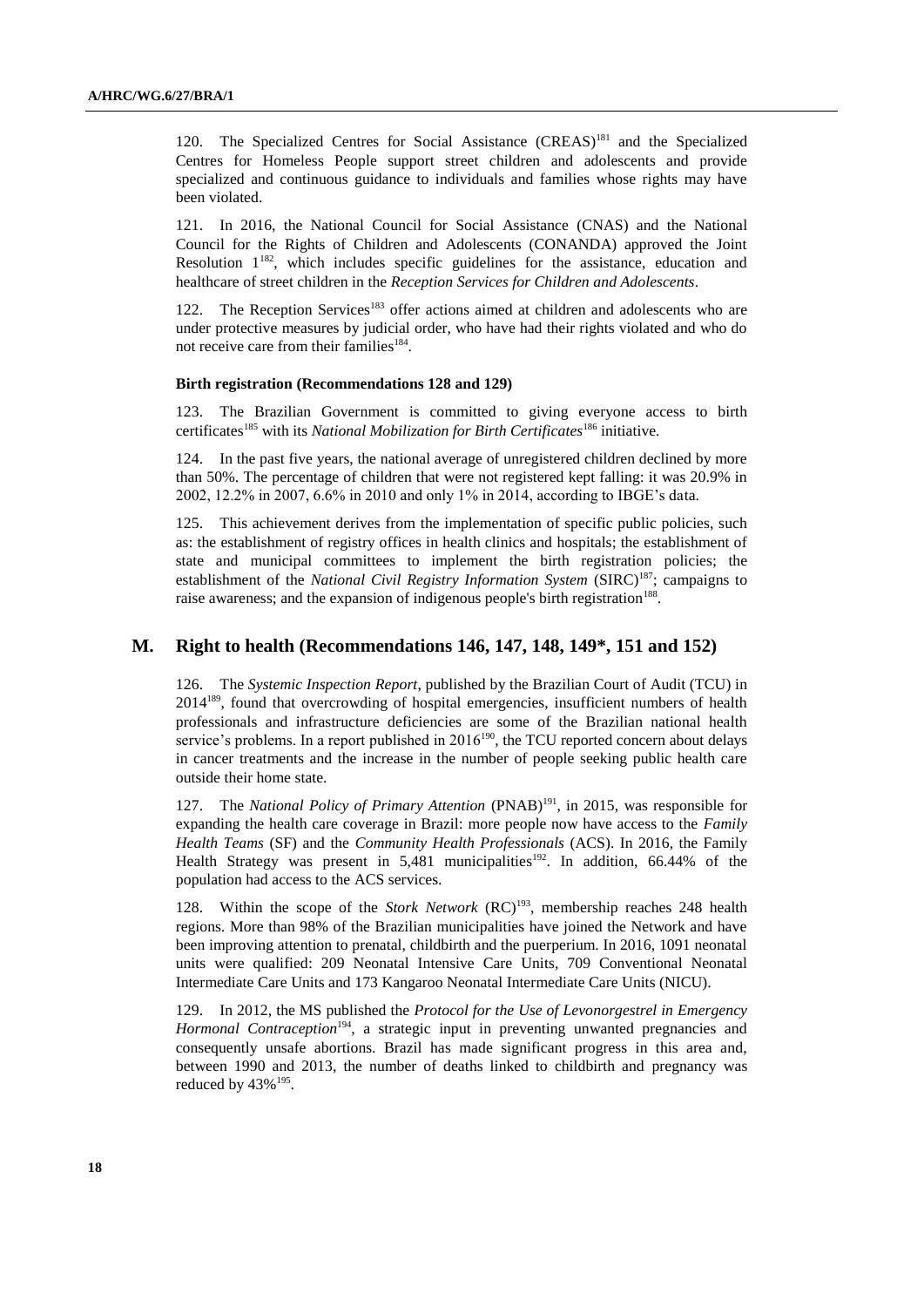120. The Specialized Centres for Social Assistance (CREAS)[181] and the Specialized Centres for Homeless People support street children and adolescents and provide specialized and continuous guidance to individuals and families whose rights may have been violated.

121. In 2016, the National Council for Social Assistance (CNAS) and the National Council for the Rights of Children and Adolescents (CONANDA) approved the Joint Resolution 1[182], which includes specific guidelines for the assistance, education and healthcare of street children in the *Reception Services for Children and Adolescents*.

122. The Reception Services[183] offer actions aimed at children and adolescents who are under protective measures by judicial order, who have had their rights violated and who do not receive care from their families[184].

**Birth registration (Recommendations 128 and 129)**

123. The Brazilian Government is committed to giving everyone access to birth certificates[185] with its *National Mobilization for Birth Certificates*[186] initiative.

124. In the past five years, the national average of unregistered children declined by more than 50%. The percentage of children that were not registered kept falling: it was 20.9% in 2002, 12.2% in 2007, 6.6% in 2010 and only 1% in 2014, according to IBGE's data.

125. This achievement derives from the implementation of specific public policies, such as: the establishment of registry offices in health clinics and hospitals; the establishment of state and municipal committees to implement the birth registration policies; the establishment of the *National Civil Registry Information System* (SIRC)[187]; campaigns to raise awareness; and the expansion of indigenous people's birth registration[188].

## M. Right to health (Recommendations 146, 147, 148, 149*, 151 and 152)

126. The *Systemic Inspection Report*, published by the Brazilian Court of Audit (TCU) in 2014[189], found that overcrowding of hospital emergencies, insufficient numbers of health professionals and infrastructure deficiencies are some of the Brazilian national health service's problems. In a report published in 2016[190], the TCU reported concern about delays in cancer treatments and the increase in the number of people seeking public health care outside their home state.

127. The *National Policy of Primary Attention* (PNAB)[191], in 2015, was responsible for expanding the health care coverage in Brazil: more people now have access to the *Family Health Teams* (SF) and the *Community Health Professionals* (ACS). In 2016, the Family Health Strategy was present in 5,481 municipalities[192]. In addition, 66.44% of the population had access to the ACS services.

128. Within the scope of the *Stork Network* (RC)[193], membership reaches 248 health regions. More than 98% of the Brazilian municipalities have joined the Network and have been improving attention to prenatal, childbirth and the puerperium. In 2016, 1091 neonatal units were qualified: 209 Neonatal Intensive Care Units, 709 Conventional Neonatal Intermediate Care Units and 173 Kangaroo Neonatal Intermediate Care Units (NICU).

129. In 2012, the MS published the *Protocol for the Use of Levonorgestrel in Emergency Hormonal Contraception*[194], a strategic input in preventing unwanted pregnancies and consequently unsafe abortions. Brazil has made significant progress in this area and, between 1990 and 2013, the number of deaths linked to childbirth and pregnancy was reduced by 43%[195].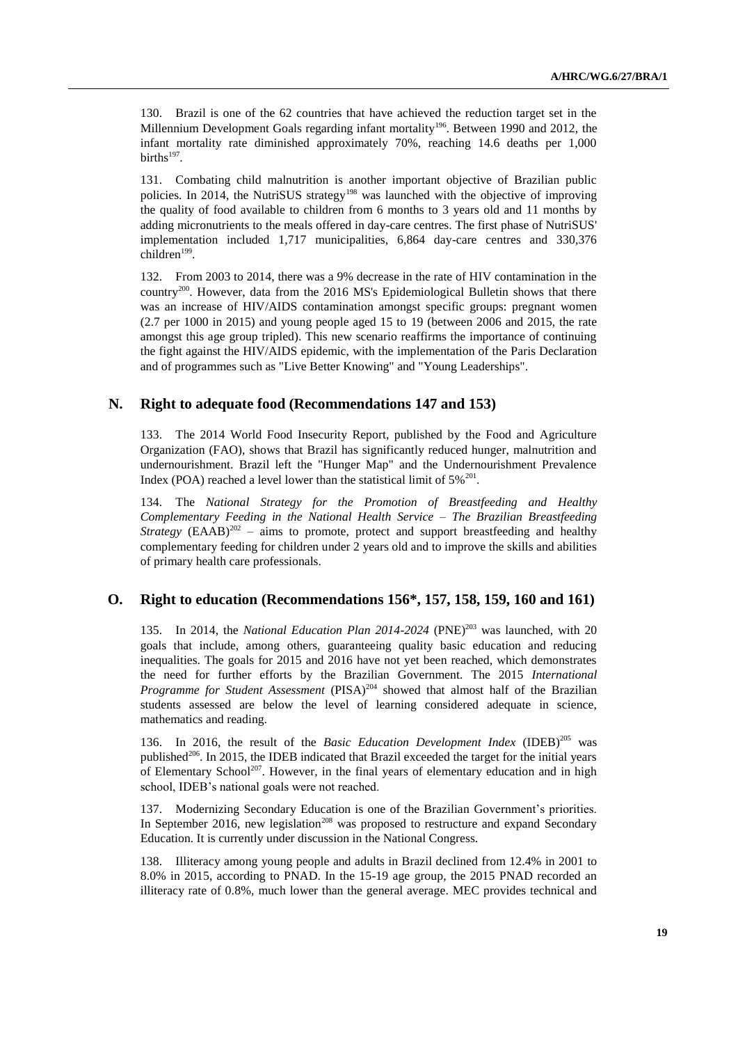130. Brazil is one of the 62 countries that have achieved the reduction target set in the Millennium Development Goals regarding infant mortality[196]. Between 1990 and 2012, the infant mortality rate diminished approximately 70%, reaching 14.6 deaths per 1,000 births[197].

131. Combating child malnutrition is another important objective of Brazilian public policies. In 2014, the NutriSUS strategy[198] was launched with the objective of improving the quality of food available to children from 6 months to 3 years old and 11 months by adding micronutrients to the meals offered in day-care centres. The first phase of NutriSUS' implementation included 1,717 municipalities, 6,864 day-care centres and 330,376 children[199].

132. From 2003 to 2014, there was a 9% decrease in the rate of HIV contamination in the country[200]. However, data from the 2016 MS's Epidemiological Bulletin shows that there was an increase of HIV/AIDS contamination amongst specific groups: pregnant women (2.7 per 1000 in 2015) and young people aged 15 to 19 (between 2006 and 2015, the rate amongst this age group tripled). This new scenario reaffirms the importance of continuing the fight against the HIV/AIDS epidemic, with the implementation of the Paris Declaration and of programmes such as "Live Better Knowing" and "Young Leaderships".

## N. Right to adequate food (Recommendations 147 and 153)

133. The 2014 World Food Insecurity Report, published by the Food and Agriculture Organization (FAO), shows that Brazil has significantly reduced hunger, malnutrition and undernourishment. Brazil left the "Hunger Map" and the Undernourishment Prevalence Index (POA) reached a level lower than the statistical limit of 5%[201].

134. The *National Strategy for the Promotion of Breastfeeding and Healthy Complementary Feeding in the National Health Service – The Brazilian Breastfeeding Strategy* (EAAB)[202] – aims to promote, protect and support breastfeeding and healthy complementary feeding for children under 2 years old and to improve the skills and abilities of primary health care professionals.

## O. Right to education (Recommendations 156*, 157, 158, 159, 160 and 161)

135. In 2014, the *National Education Plan 2014-2024* (PNE)[203] was launched, with 20 goals that include, among others, guaranteeing quality basic education and reducing inequalities. The goals for 2015 and 2016 have not yet been reached, which demonstrates the need for further efforts by the Brazilian Government. The 2015 *International Programme for Student Assessment* (PISA)[204] showed that almost half of the Brazilian students assessed are below the level of learning considered adequate in science, mathematics and reading.

136. In 2016, the result of the *Basic Education Development Index* (IDEB)[205] was published[206]. In 2015, the IDEB indicated that Brazil exceeded the target for the initial years of Elementary School[207]. However, in the final years of elementary education and in high school, IDEB's national goals were not reached.

137. Modernizing Secondary Education is one of the Brazilian Government's priorities. In September 2016, new legislation[208] was proposed to restructure and expand Secondary Education. It is currently under discussion in the National Congress.

138. Illiteracy among young people and adults in Brazil declined from 12.4% in 2001 to 8.0% in 2015, according to PNAD. In the 15-19 age group, the 2015 PNAD recorded an illiteracy rate of 0.8%, much lower than the general average. MEC provides technical and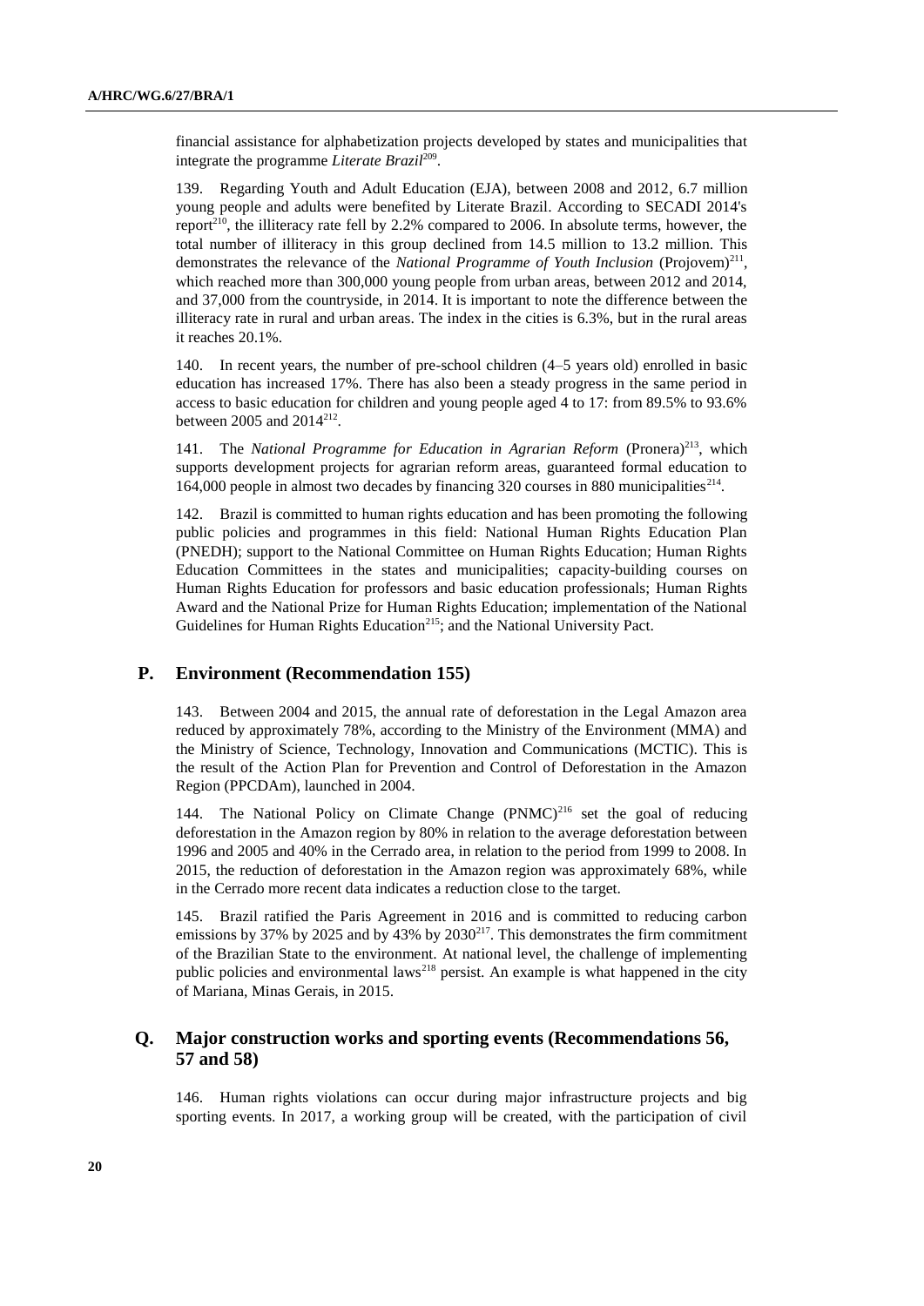financial assistance for alphabetization projects developed by states and municipalities that integrate the programme *Literate Brazil*[209].

139. Regarding Youth and Adult Education (EJA), between 2008 and 2012, 6.7 million young people and adults were benefited by Literate Brazil. According to SECADI 2014's report[210], the illiteracy rate fell by 2.2% compared to 2006. In absolute terms, however, the total number of illiteracy in this group declined from 14.5 million to 13.2 million. This demonstrates the relevance of the *National Programme of Youth Inclusion* (Projovem)[211], which reached more than 300,000 young people from urban areas, between 2012 and 2014, and 37,000 from the countryside, in 2014. It is important to note the difference between the illiteracy rate in rural and urban areas. The index in the cities is 6.3%, but in the rural areas it reaches 20.1%.

140. In recent years, the number of pre-school children (4–5 years old) enrolled in basic education has increased 17%. There has also been a steady progress in the same period in access to basic education for children and young people aged 4 to 17: from 89.5% to 93.6% between 2005 and 2014[212].

141. The *National Programme for Education in Agrarian Reform* (Pronera)[213], which supports development projects for agrarian reform areas, guaranteed formal education to 164,000 people in almost two decades by financing 320 courses in 880 municipalities[214].

142. Brazil is committed to human rights education and has been promoting the following public policies and programmes in this field: National Human Rights Education Plan (PNEDH); support to the National Committee on Human Rights Education; Human Rights Education Committees in the states and municipalities; capacity-building courses on Human Rights Education for professors and basic education professionals; Human Rights Award and the National Prize for Human Rights Education; implementation of the National Guidelines for Human Rights Education[215]; and the National University Pact.

## P. Environment (Recommendation 155)

143. Between 2004 and 2015, the annual rate of deforestation in the Legal Amazon area reduced by approximately 78%, according to the Ministry of the Environment (MMA) and the Ministry of Science, Technology, Innovation and Communications (MCTIC). This is the result of the Action Plan for Prevention and Control of Deforestation in the Amazon Region (PPCDAm), launched in 2004.

144. The National Policy on Climate Change (PNMC)[216] set the goal of reducing deforestation in the Amazon region by 80% in relation to the average deforestation between 1996 and 2005 and 40% in the Cerrado area, in relation to the period from 1999 to 2008. In 2015, the reduction of deforestation in the Amazon region was approximately 68%, while in the Cerrado more recent data indicates a reduction close to the target.

145. Brazil ratified the Paris Agreement in 2016 and is committed to reducing carbon emissions by 37% by 2025 and by 43% by 2030[217]. This demonstrates the firm commitment of the Brazilian State to the environment. At national level, the challenge of implementing public policies and environmental laws[218] persist. An example is what happened in the city of Mariana, Minas Gerais, in 2015.

## Q. Major construction works and sporting events (Recommendations 56, 57 and 58)

146. Human rights violations can occur during major infrastructure projects and big sporting events. In 2017, a working group will be created, with the participation of civil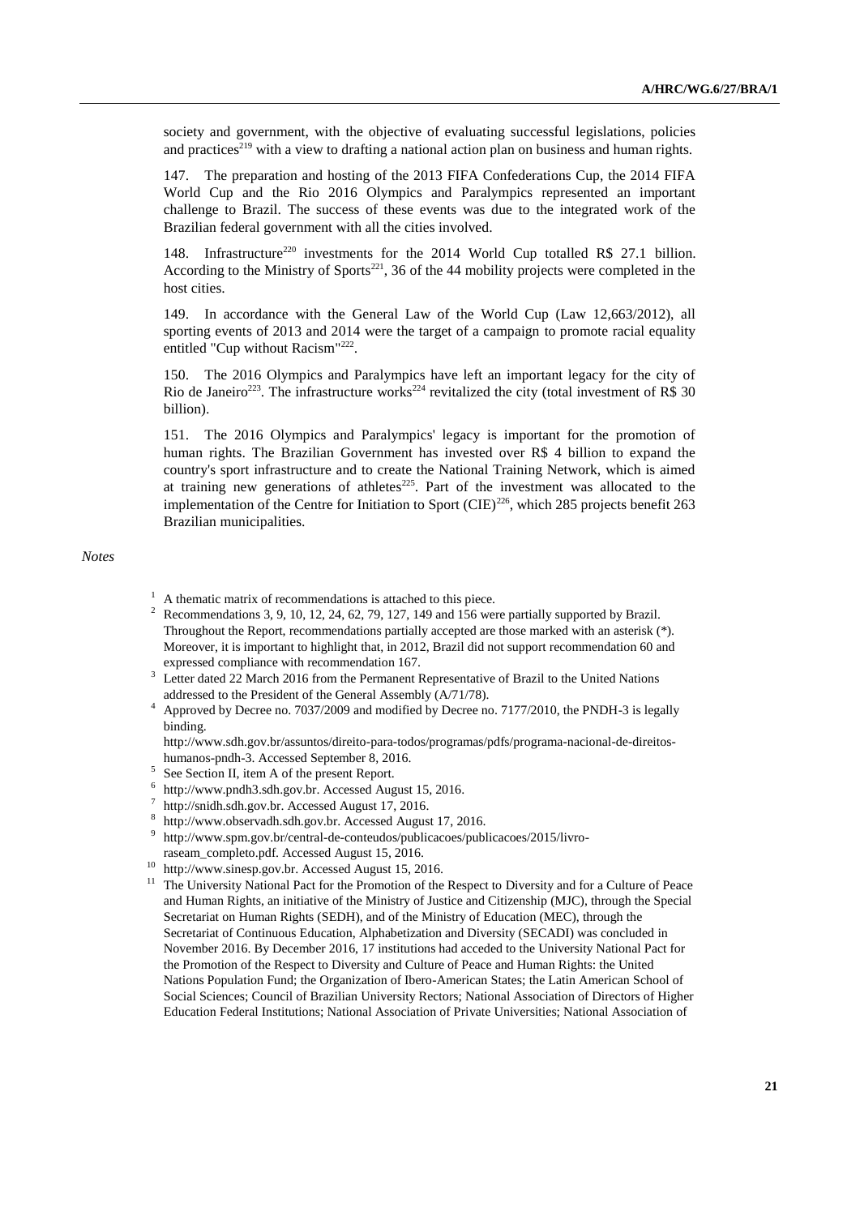society and government, with the objective of evaluating successful legislations, policies and practices[219] with a view to drafting a national action plan on business and human rights.

147. The preparation and hosting of the 2013 FIFA Confederations Cup, the 2014 FIFA World Cup and the Rio 2016 Olympics and Paralympics represented an important challenge to Brazil. The success of these events was due to the integrated work of the Brazilian federal government with all the cities involved.

148. Infrastructure[220] investments for the 2014 World Cup totalled R$ 27.1 billion. According to the Ministry of Sports[221], 36 of the 44 mobility projects were completed in the host cities.

149. In accordance with the General Law of the World Cup (Law 12,663/2012), all sporting events of 2013 and 2014 were the target of a campaign to promote racial equality entitled "Cup without Racism"[222].

150. The 2016 Olympics and Paralympics have left an important legacy for the city of Rio de Janeiro[223]. The infrastructure works[224] revitalized the city (total investment of R$ 30 billion).

151. The 2016 Olympics and Paralympics' legacy is important for the promotion of human rights. The Brazilian Government has invested over R$ 4 billion to expand the country's sport infrastructure and to create the National Training Network, which is aimed at training new generations of athletes[225]. Part of the investment was allocated to the implementation of the Centre for Initiation to Sport (CIE)[226], which 285 projects benefit 263 Brazilian municipalities.

*Notes*

[1] A thematic matrix of recommendations is attached to this piece.

[2] Recommendations 3, 9, 10, 12, 24, 62, 79, 127, 149 and 156 were partially supported by Brazil. Throughout the Report, recommendations partially accepted are those marked with an asterisk (*). Moreover, it is important to highlight that, in 2012, Brazil did not support recommendation 60 and expressed compliance with recommendation 167.

[3] Letter dated 22 March 2016 from the Permanent Representative of Brazil to the United Nations addressed to the President of the General Assembly (A/71/78).

[4] Approved by Decree no. 7037/2009 and modified by Decree no. 7177/2010, the PNDH-3 is legally binding. http://www.sdh.gov.br/assuntos/direito-para-todos/programas/pdfs/programa-nacional-de-direitos-humanos-pndh-3. Accessed September 8, 2016.

[5] See Section II, item A of the present Report.

[6] http://www.pndh3.sdh.gov.br. Accessed August 15, 2016.

[7] http://snidh.sdh.gov.br. Accessed August 17, 2016.

[8] http://www.observadh.sdh.gov.br. Accessed August 17, 2016.

[9] http://www.spm.gov.br/central-de-conteudos/publicacoes/publicacoes/2015/livro-raseam_completo.pdf. Accessed August 15, 2016.

[10] http://www.sinesp.gov.br. Accessed August 15, 2016.

[11] The University National Pact for the Promotion of the Respect to Diversity and for a Culture of Peace and Human Rights, an initiative of the Ministry of Justice and Citizenship (MJC), through the Special Secretariat on Human Rights (SEDH), and of the Ministry of Education (MEC), through the Secretariat of Continuous Education, Alphabetization and Diversity (SECADI) was concluded in November 2016. By December 2016, 17 institutions had acceded to the University National Pact for the Promotion of the Respect to Diversity and Culture of Peace and Human Rights: the United Nations Population Fund; the Organization of Ibero-American States; the Latin American School of Social Sciences; Council of Brazilian University Rectors; National Association of Directors of Higher Education Federal Institutions; National Association of Private Universities; National Association of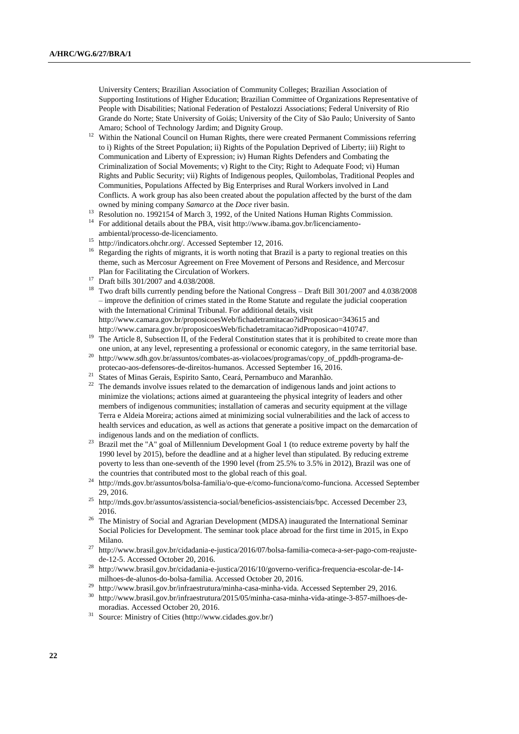University Centers; Brazilian Association of Community Colleges; Brazilian Association of Supporting Institutions of Higher Education; Brazilian Committee of Organizations Representative of People with Disabilities; National Federation of Pestalozzi Associations; Federal University of Rio Grande do Norte; State University of Goiás; University of the City of São Paulo; University of Santo Amaro; School of Technology Jardim; and Dignity Group.

[12] Within the National Council on Human Rights, there were created Permanent Commissions referring to i) Rights of the Street Population; ii) Rights of the Population Deprived of Liberty; iii) Right to Communication and Liberty of Expression; iv) Human Rights Defenders and Combating the Criminalization of Social Movements; v) Right to the City; Right to Adequate Food; vi) Human Rights and Public Security; vii) Rights of Indigenous peoples, Quilombolas, Traditional Peoples and Communities, Populations Affected by Big Enterprises and Rural Workers involved in Land Conflicts. A work group has also been created about the population affected by the burst of the dam owned by mining company *Samarco* at the *Doce* river basin.

[13] Resolution no. 1992154 of March 3, 1992, of the United Nations Human Rights Commission.

[14] For additional details about the PBA, visit http://www.ibama.gov.br/licenciamento-ambiental/processo-de-licenciamento.

[15] http://indicators.ohchr.org/. Accessed September 12, 2016.

[16] Regarding the rights of migrants, it is worth noting that Brazil is a party to regional treaties on this theme, such as Mercosur Agreement on Free Movement of Persons and Residence, and Mercosur Plan for Facilitating the Circulation of Workers.

[17] Draft bills 301/2007 and 4.038/2008.

[18] Two draft bills currently pending before the National Congress – Draft Bill 301/2007 and 4.038/2008 – improve the definition of crimes stated in the Rome Statute and regulate the judicial cooperation with the International Criminal Tribunal. For additional details, visit http://www.camara.gov.br/proposicoesWeb/fichadetramitacao?idProposicao=343615 and http://www.camara.gov.br/proposicoesWeb/fichadetramitacao?idProposicao=410747.

[19] The Article 8, Subsection II, of the Federal Constitution states that it is prohibited to create more than one union, at any level, representing a professional or economic category, in the same territorial base.

[20] http://www.sdh.gov.br/assuntos/combates-as-violacoes/programas/copy_of_ppddh-programa-de-protecao-aos-defensores-de-direitos-humanos. Accessed September 16, 2016.

[21] States of Minas Gerais, Espirito Santo, Ceará, Pernambuco and Maranhão.

[22] The demands involve issues related to the demarcation of indigenous lands and joint actions to minimize the violations; actions aimed at guaranteeing the physical integrity of leaders and other members of indigenous communities; installation of cameras and security equipment at the village Terra e Aldeia Moreira; actions aimed at minimizing social vulnerabilities and the lack of access to health services and education, as well as actions that generate a positive impact on the demarcation of indigenous lands and on the mediation of conflicts.

[23] Brazil met the "A" goal of Millennium Development Goal 1 (to reduce extreme poverty by half the 1990 level by 2015), before the deadline and at a higher level than stipulated. By reducing extreme poverty to less than one-seventh of the 1990 level (from 25.5% to 3.5% in 2012), Brazil was one of the countries that contributed most to the global reach of this goal.

[24] http://mds.gov.br/assuntos/bolsa-familia/o-que-e/como-funciona/como-funciona. Accessed September 29, 2016.

[25] http://mds.gov.br/assuntos/assistencia-social/beneficios-assistenciais/bpc. Accessed December 23, 2016.

[26] The Ministry of Social and Agrarian Development (MDSA) inaugurated the International Seminar Social Policies for Development. The seminar took place abroad for the first time in 2015, in Expo Milano.

[27] http://www.brasil.gov.br/cidadania-e-justica/2016/07/bolsa-familia-comeca-a-ser-pago-com-reajuste-de-12-5. Accessed October 20, 2016.

[28] http://www.brasil.gov.br/cidadania-e-justica/2016/10/governo-verifica-frequencia-escolar-de-14-milhoes-de-alunos-do-bolsa-familia. Accessed October 20, 2016.

[29] http://www.brasil.gov.br/infraestrutura/minha-casa-minha-vida. Accessed September 29, 2016.

[30] http://www.brasil.gov.br/infraestrutura/2015/05/minha-casa-minha-vida-atinge-3-857-milhoes-de-moradias. Accessed October 20, 2016.

[31] Source: Ministry of Cities (http://www.cidades.gov.br/)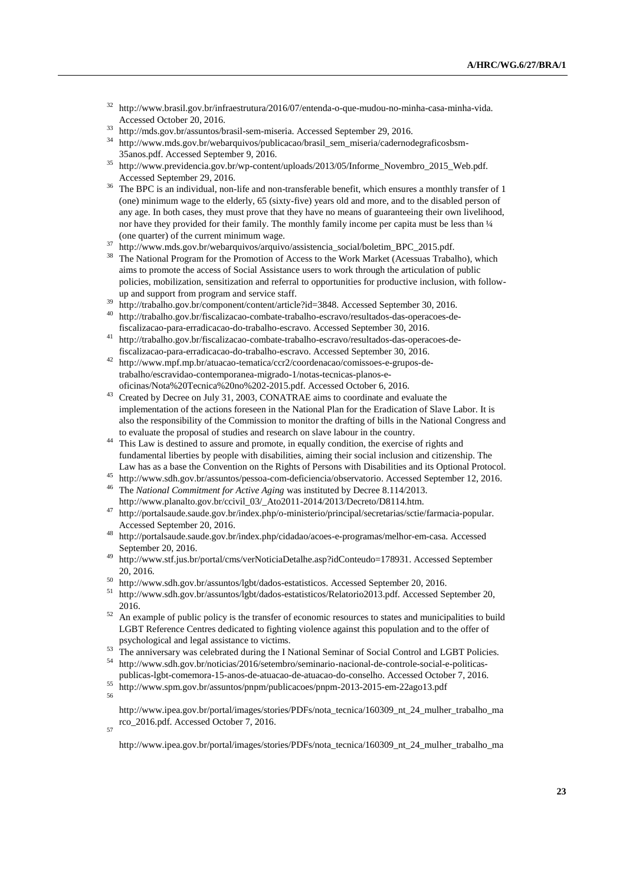[32] http://www.brasil.gov.br/infraestrutura/2016/07/entenda-o-que-mudou-no-minha-casa-minha-vida. Accessed October 20, 2016.

[33] http://mds.gov.br/assuntos/brasil-sem-miseria. Accessed September 29, 2016.

[34] http://www.mds.gov.br/webarquivos/publicacao/brasil_sem_miseria/cadernodegraficosbsm-35anos.pdf. Accessed September 9, 2016.

[35] http://www.previdencia.gov.br/wp-content/uploads/2013/05/Informe_Novembro_2015_Web.pdf. Accessed September 29, 2016.

[36] The BPC is an individual, non-life and non-transferable benefit, which ensures a monthly transfer of 1 (one) minimum wage to the elderly, 65 (sixty-five) years old and more, and to the disabled person of any age. In both cases, they must prove that they have no means of guaranteeing their own livelihood, nor have they provided for their family. The monthly family income per capita must be less than ¼ (one quarter) of the current minimum wage.

[37] http://www.mds.gov.br/webarquivos/arquivo/assistencia_social/boletim_BPC_2015.pdf.

[38] The National Program for the Promotion of Access to the Work Market (Acessuas Trabalho), which aims to promote the access of Social Assistance users to work through the articulation of public policies, mobilization, sensitization and referral to opportunities for productive inclusion, with follow-up and support from program and service staff.

[39] http://trabalho.gov.br/component/content/article?id=3848. Accessed September 30, 2016.

[40] http://trabalho.gov.br/fiscalizacao-combate-trabalho-escravo/resultados-das-operacoes-de-fiscalizacao-para-erradicacao-do-trabalho-escravo. Accessed September 30, 2016.

[41] http://trabalho.gov.br/fiscalizacao-combate-trabalho-escravo/resultados-das-operacoes-de-fiscalizacao-para-erradicacao-do-trabalho-escravo. Accessed September 30, 2016.

[42] http://www.mpf.mp.br/atuacao-tematica/ccr2/coordenacao/comissoes-e-grupos-de-trabalho/escravidao-contemporanea-migrado-1/notas-tecnicas-planos-e-oficinas/Nota%20Tecnica%20no%202-2015.pdf. Accessed October 6, 2016.

[43] Created by Decree on July 31, 2003, CONATRAE aims to coordinate and evaluate the implementation of the actions foreseen in the National Plan for the Eradication of Slave Labor. It is also the responsibility of the Commission to monitor the drafting of bills in the National Congress and to evaluate the proposal of studies and research on slave labour in the country.

[44] This Law is destined to assure and promote, in equally condition, the exercise of rights and fundamental liberties by people with disabilities, aiming their social inclusion and citizenship. The Law has as a base the Convention on the Rights of Persons with Disabilities and its Optional Protocol.

[45] http://www.sdh.gov.br/assuntos/pessoa-com-deficiencia/observatorio. Accessed September 12, 2016.

[46] The *National Commitment for Active Aging* was instituted by Decree 8.114/2013. http://www.planalto.gov.br/ccivil_03/_Ato2011-2014/2013/Decreto/D8114.htm.

[47] http://portalsaude.saude.gov.br/index.php/o-ministerio/principal/secretarias/sctie/farmacia-popular. Accessed September 20, 2016.

[48] http://portalsaude.saude.gov.br/index.php/cidadao/acoes-e-programas/melhor-em-casa. Accessed September 20, 2016.

[49] http://www.stf.jus.br/portal/cms/verNoticiaDetalhe.asp?idConteudo=178931. Accessed September 20, 2016.

[50] http://www.sdh.gov.br/assuntos/lgbt/dados-estatisticos. Accessed September 20, 2016.

[51] http://www.sdh.gov.br/assuntos/lgbt/dados-estatisticos/Relatorio2013.pdf. Accessed September 20, 2016.

[52] An example of public policy is the transfer of economic resources to states and municipalities to build LGBT Reference Centres dedicated to fighting violence against this population and to the offer of psychological and legal assistance to victims.

[53] The anniversary was celebrated during the I National Seminar of Social Control and LGBT Policies.

[54] http://www.sdh.gov.br/noticias/2016/setembro/seminario-nacional-de-controle-social-e-politicas-publicas-lgbt-comemora-15-anos-de-atuacao-de-atuacao-do-conselho. Accessed October 7, 2016.

[55] http://www.spm.gov.br/assuntos/pnpm/publicacoes/pnpm-2013-2015-em-22ago13.pdf

[56] http://www.ipea.gov.br/portal/images/stories/PDFs/nota_tecnica/160309_nt_24_mulher_trabalho_marco_2016.pdf. Accessed October 7, 2016.

[57] http://www.ipea.gov.br/portal/images/stories/PDFs/nota_tecnica/160309_nt_24_mulher_trabalho_ma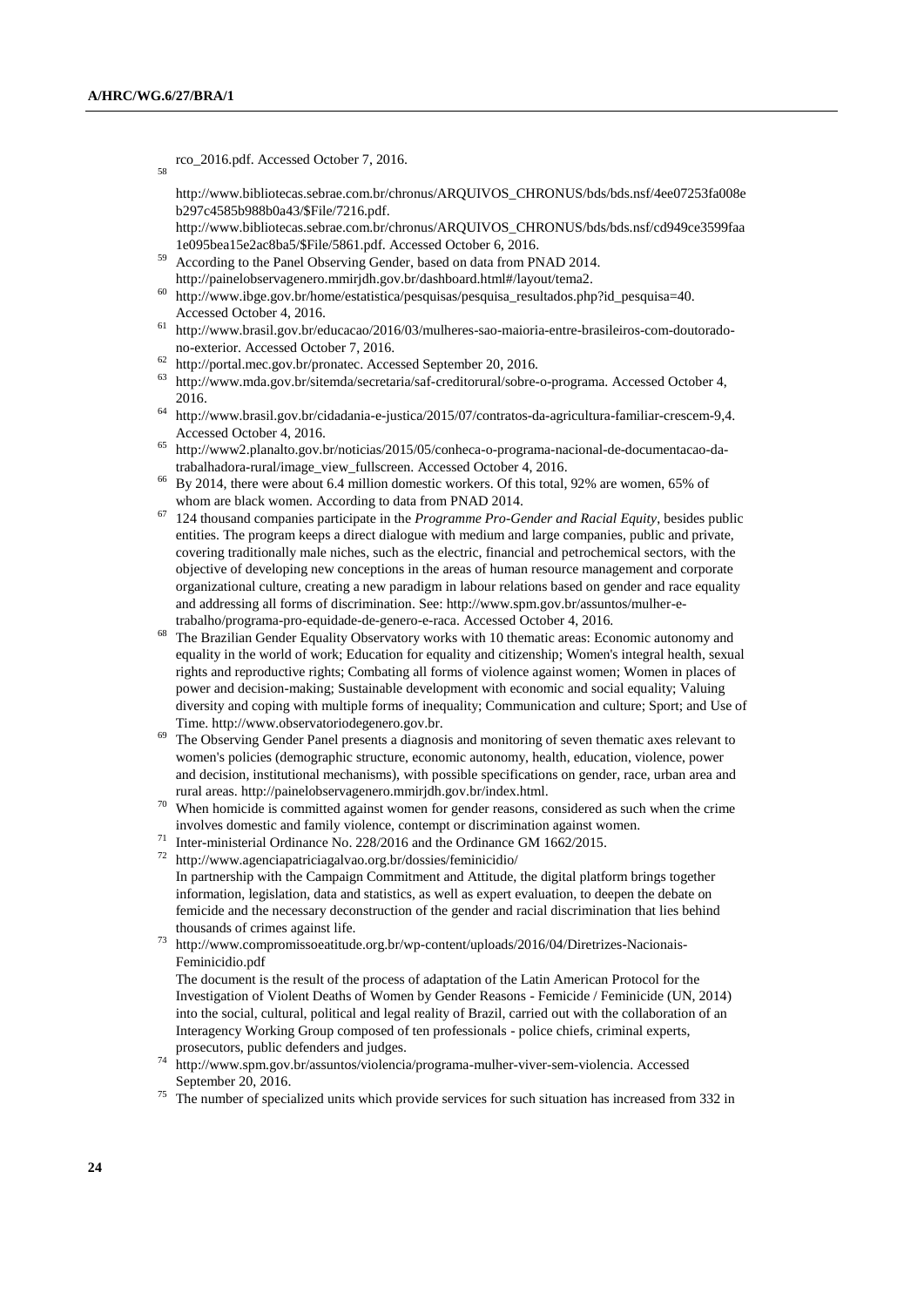rco_2016.pdf. Accessed October 7, 2016.

[58] http://www.bibliotecas.sebrae.com.br/chronus/ARQUIVOS_CHRONUS/bds/bds.nsf/4ee07253fa008eb297c4585b988b0a43/$File/7216.pdf.
http://www.bibliotecas.sebrae.com.br/chronus/ARQUIVOS_CHRONUS/bds/bds.nsf/cd949ce3599faa1e095bea15e2ac8ba5/$File/5861.pdf. Accessed October 6, 2016.

[59] According to the Panel Observing Gender, based on data from PNAD 2014. http://painelobservagenero.mmirjdh.gov.br/dashboard.html#/layout/tema2.

[60] http://www.ibge.gov.br/home/estatistica/pesquisas/pesquisa_resultados.php?id_pesquisa=40. Accessed October 4, 2016.

[61] http://www.brasil.gov.br/educacao/2016/03/mulheres-sao-maioria-entre-brasileiros-com-doutorado-no-exterior. Accessed October 7, 2016.

[62] http://portal.mec.gov.br/pronatec. Accessed September 20, 2016.

[63] http://www.mda.gov.br/sitemda/secretaria/saf-creditorural/sobre-o-programa. Accessed October 4, 2016.

[64] http://www.brasil.gov.br/cidadania-e-justica/2015/07/contratos-da-agricultura-familiar-crescem-9,4. Accessed October 4, 2016.

[65] http://www2.planalto.gov.br/noticias/2015/05/conheca-o-programa-nacional-de-documentacao-da-trabalhadora-rural/image_view_fullscreen. Accessed October 4, 2016.

[66] By 2014, there were about 6.4 million domestic workers. Of this total, 92% are women, 65% of whom are black women. According to data from PNAD 2014.

[67] 124 thousand companies participate in the *Programme Pro-Gender and Racial Equity*, besides public entities. The program keeps a direct dialogue with medium and large companies, public and private, covering traditionally male niches, such as the electric, financial and petrochemical sectors, with the objective of developing new conceptions in the areas of human resource management and corporate organizational culture, creating a new paradigm in labour relations based on gender and race equality and addressing all forms of discrimination. See: http://www.spm.gov.br/assuntos/mulher-e-trabalho/programa-pro-equidade-de-genero-e-raca. Accessed October 4, 2016.

[68] The Brazilian Gender Equality Observatory works with 10 thematic areas: Economic autonomy and equality in the world of work; Education for equality and citizenship; Women's integral health, sexual rights and reproductive rights; Combating all forms of violence against women; Women in places of power and decision-making; Sustainable development with economic and social equality; Valuing diversity and coping with multiple forms of inequality; Communication and culture; Sport; and Use of Time. http://www.observatoriodegenero.gov.br.

[69] The Observing Gender Panel presents a diagnosis and monitoring of seven thematic axes relevant to women's policies (demographic structure, economic autonomy, health, education, violence, power and decision, institutional mechanisms), with possible specifications on gender, race, urban area and rural areas. http://painelobservagenero.mmirjdh.gov.br/index.html.

[70] When homicide is committed against women for gender reasons, considered as such when the crime involves domestic and family violence, contempt or discrimination against women.

[71] Inter-ministerial Ordinance No. 228/2016 and the Ordinance GM 1662/2015.

[72] http://www.agenciapatriciagalvao.org.br/dossies/feminicidio/
In partnership with the Campaign Commitment and Attitude, the digital platform brings together information, legislation, data and statistics, as well as expert evaluation, to deepen the debate on femicide and the necessary deconstruction of the gender and racial discrimination that lies behind thousands of crimes against life.

[73] http://www.compromissoeatitude.org.br/wp-content/uploads/2016/04/Diretrizes-Nacionais-Feminicidio.pdf
The document is the result of the process of adaptation of the Latin American Protocol for the Investigation of Violent Deaths of Women by Gender Reasons - Femicide / Feminicide (UN, 2014) into the social, cultural, political and legal reality of Brazil, carried out with the collaboration of an Interagency Working Group composed of ten professionals - police chiefs, criminal experts, prosecutors, public defenders and judges.

[74] http://www.spm.gov.br/assuntos/violencia/programa-mulher-viver-sem-violencia. Accessed September 20, 2016.

[75] The number of specialized units which provide services for such situation has increased from 332 in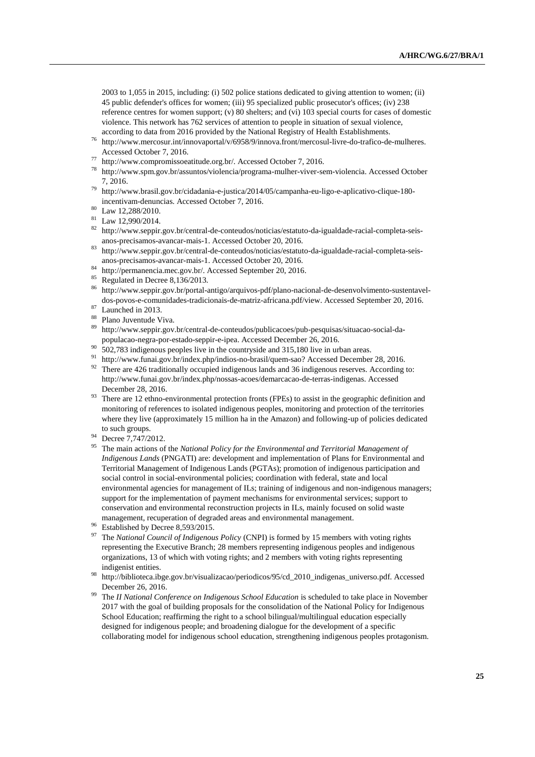2003 to 1,055 in 2015, including: (i) 502 police stations dedicated to giving attention to women; (ii) 45 public defender's offices for women; (iii) 95 specialized public prosecutor's offices; (iv) 238 reference centres for women support; (v) 80 shelters; and (vi) 103 special courts for cases of domestic violence. This network has 762 services of attention to people in situation of sexual violence, according to data from 2016 provided by the National Registry of Health Establishments.

[76] http://www.mercosur.int/innovaportal/v/6958/9/innova.front/mercosul-livre-do-trafico-de-mulheres. Accessed October 7, 2016.

[77] http://www.compromissoeatitude.org.br/. Accessed October 7, 2016.

[78] http://www.spm.gov.br/assuntos/violencia/programa-mulher-viver-sem-violencia. Accessed October 7, 2016.

[79] http://www.brasil.gov.br/cidadania-e-justica/2014/05/campanha-eu-ligo-e-aplicativo-clique-180-incentivam-denuncias. Accessed October 7, 2016.

[80] Law 12,288/2010.

[81] Law 12,990/2014.

[82] http://www.seppir.gov.br/central-de-conteudos/noticias/estatuto-da-igualdade-racial-completa-seis-anos-precisamos-avancar-mais-1. Accessed October 20, 2016.

[83] http://www.seppir.gov.br/central-de-conteudos/noticias/estatuto-da-igualdade-racial-completa-seis-anos-precisamos-avancar-mais-1. Accessed October 20, 2016.

[84] http://permanencia.mec.gov.br/. Accessed September 20, 2016.

[85] Regulated in Decree 8,136/2013.

[86] http://www.seppir.gov.br/portal-antigo/arquivos-pdf/plano-nacional-de-desenvolvimento-sustentavel-dos-povos-e-comunidades-tradicionais-de-matriz-africana.pdf/view. Accessed September 20, 2016.

[87] Launched in 2013.

[88] Plano Juventude Viva.

[89] http://www.seppir.gov.br/central-de-conteudos/publicacoes/pub-pesquisas/situacao-social-da-populacao-negra-por-estado-seppir-e-ipea. Accessed December 26, 2016.

[90] 502,783 indigenous peoples live in the countryside and 315,180 live in urban areas.

[91] http://www.funai.gov.br/index.php/indios-no-brasil/quem-sao? Accessed December 28, 2016.

[92] There are 426 traditionally occupied indigenous lands and 36 indigenous reserves. According to: http://www.funai.gov.br/index.php/nossas-acoes/demarcacao-de-terras-indigenas. Accessed December 28, 2016.

[93] There are 12 ethno-environmental protection fronts (FPEs) to assist in the geographic definition and monitoring of references to isolated indigenous peoples, monitoring and protection of the territories where they live (approximately 15 million ha in the Amazon) and following-up of policies dedicated to such groups.

[94] Decree 7,747/2012.

[95] The main actions of the *National Policy for the Environmental and Territorial Management of Indigenous Lands* (PNGATI) are: development and implementation of Plans for Environmental and Territorial Management of Indigenous Lands (PGTAs); promotion of indigenous participation and social control in social-environmental policies; coordination with federal, state and local environmental agencies for management of ILs; training of indigenous and non-indigenous managers; support for the implementation of payment mechanisms for environmental services; support to conservation and environmental reconstruction projects in ILs, mainly focused on solid waste management, recuperation of degraded areas and environmental management.

[96] Established by Decree 8,593/2015.

[97] The *National Council of Indigenous Policy* (CNPI) is formed by 15 members with voting rights representing the Executive Branch; 28 members representing indigenous peoples and indigenous organizations, 13 of which with voting rights; and 2 members with voting rights representing indigenist entities.

[98] http://biblioteca.ibge.gov.br/visualizacao/periodicos/95/cd_2010_indigenas_universo.pdf. Accessed December 26, 2016.

[99] The *II National Conference on Indigenous School Education* is scheduled to take place in November 2017 with the goal of building proposals for the consolidation of the National Policy for Indigenous School Education; reaffirming the right to a school bilingual/multilingual education especially designed for indigenous people; and broadening dialogue for the development of a specific collaborating model for indigenous school education, strengthening indigenous peoples protagonism.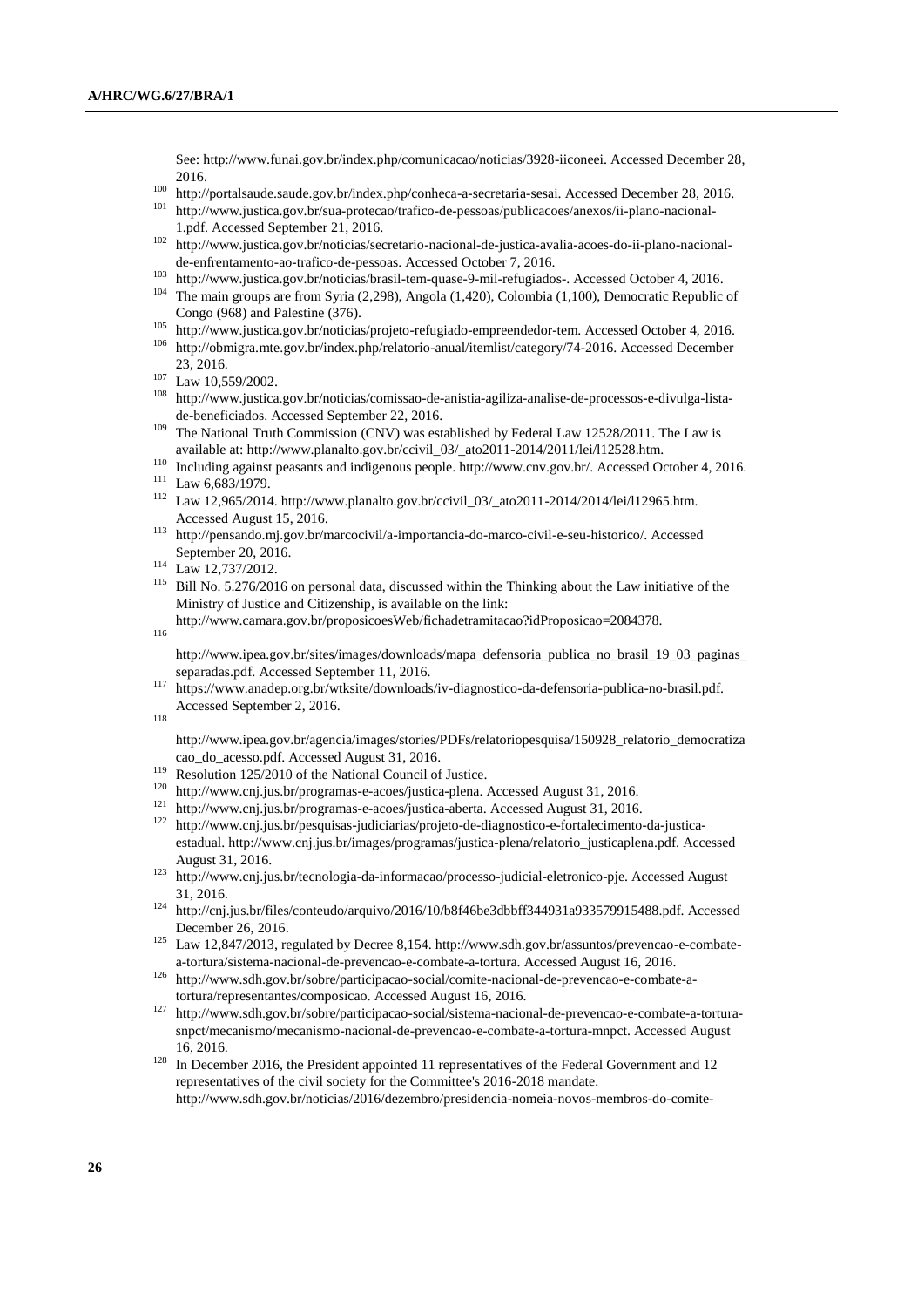See: http://www.funai.gov.br/index.php/comunicacao/noticias/3928-iiconeei. Accessed December 28, 2016.

[100] http://portalsaude.saude.gov.br/index.php/conheca-a-secretaria-sesai. Accessed December 28, 2016.

[101] http://www.justica.gov.br/sua-protecao/trafico-de-pessoas/publicacoes/anexos/ii-plano-nacional-1.pdf. Accessed September 21, 2016.

[102] http://www.justica.gov.br/noticias/secretario-nacional-de-justica-avalia-acoes-do-ii-plano-nacional-de-enfrentamento-ao-trafico-de-pessoas. Accessed October 7, 2016.

[103] http://www.justica.gov.br/noticias/brasil-tem-quase-9-mil-refugiados-. Accessed October 4, 2016.

[104] The main groups are from Syria (2,298), Angola (1,420), Colombia (1,100), Democratic Republic of Congo (968) and Palestine (376).

[105] http://www.justica.gov.br/noticias/projeto-refugiado-empreendedor-tem. Accessed October 4, 2016.

[106] http://obmigra.mte.gov.br/index.php/relatorio-anual/itemlist/category/74-2016. Accessed December 23, 2016.

[107] Law 10,559/2002.

[108] http://www.justica.gov.br/noticias/comissao-de-anistia-agiliza-analise-de-processos-e-divulga-lista-de-beneficiados. Accessed September 22, 2016.

[109] The National Truth Commission (CNV) was established by Federal Law 12528/2011. The Law is available at: http://www.planalto.gov.br/ccivil_03/_ato2011-2014/2011/lei/l12528.htm.

[110] Including against peasants and indigenous people. http://www.cnv.gov.br/. Accessed October 4, 2016.

[111] Law 6,683/1979.

[112] Law 12,965/2014. http://www.planalto.gov.br/ccivil_03/_ato2011-2014/2014/lei/l12965.htm. Accessed August 15, 2016.

[113] http://pensando.mj.gov.br/marcocivil/a-importancia-do-marco-civil-e-seu-historico/. Accessed September 20, 2016.

[114] Law 12,737/2012.

[115] Bill No. 5.276/2016 on personal data, discussed within the Thinking about the Law initiative of the Ministry of Justice and Citizenship, is available on the link: http://www.camara.gov.br/proposicoesWeb/fichadetramitacao?idProposicao=2084378.

[116] http://www.ipea.gov.br/sites/images/downloads/mapa_defensoria_publica_no_brasil_19_03_paginas_separadas.pdf. Accessed September 11, 2016.

[117] https://www.anadep.org.br/wtksite/downloads/iv-diagnostico-da-defensoria-publica-no-brasil.pdf. Accessed September 2, 2016.

[118] http://www.ipea.gov.br/agencia/images/stories/PDFs/relatoriopesquisa/150928_relatorio_democratizacao_do_acesso.pdf. Accessed August 31, 2016.

[119] Resolution 125/2010 of the National Council of Justice.

[120] http://www.cnj.jus.br/programas-e-acoes/justica-plena. Accessed August 31, 2016.

[121] http://www.cnj.jus.br/programas-e-acoes/justica-aberta. Accessed August 31, 2016.

[122] http://www.cnj.jus.br/pesquisas-judiciarias/projeto-de-diagnostico-e-fortalecimento-da-justica-estadual. http://www.cnj.jus.br/images/programas/justica-plena/relatorio_justicaplena.pdf. Accessed August 31, 2016.

[123] http://www.cnj.jus.br/tecnologia-da-informacao/processo-judicial-eletronico-pje. Accessed August 31, 2016.

[124] http://cnj.jus.br/files/conteudo/arquivo/2016/10/b8f46be3dbbff344931a933579915488.pdf. Accessed December 26, 2016.

[125] Law 12,847/2013, regulated by Decree 8,154. http://www.sdh.gov.br/assuntos/prevencao-e-combate-a-tortura/sistema-nacional-de-prevencao-e-combate-a-tortura. Accessed August 16, 2016.

[126] http://www.sdh.gov.br/sobre/participacao-social/comite-nacional-de-prevencao-e-combate-a-tortura/representantes/composicao. Accessed August 16, 2016.

[127] http://www.sdh.gov.br/sobre/participacao-social/sistema-nacional-de-prevencao-e-combate-a-tortura-snpct/mecanismo/mecanismo-nacional-de-prevencao-e-combate-a-tortura-mnpct. Accessed August 16, 2016.

[128] In December 2016, the President appointed 11 representatives of the Federal Government and 12 representatives of the civil society for the Committee's 2016-2018 mandate. http://www.sdh.gov.br/noticias/2016/dezembro/presidencia-nomeia-novos-membros-do-comite-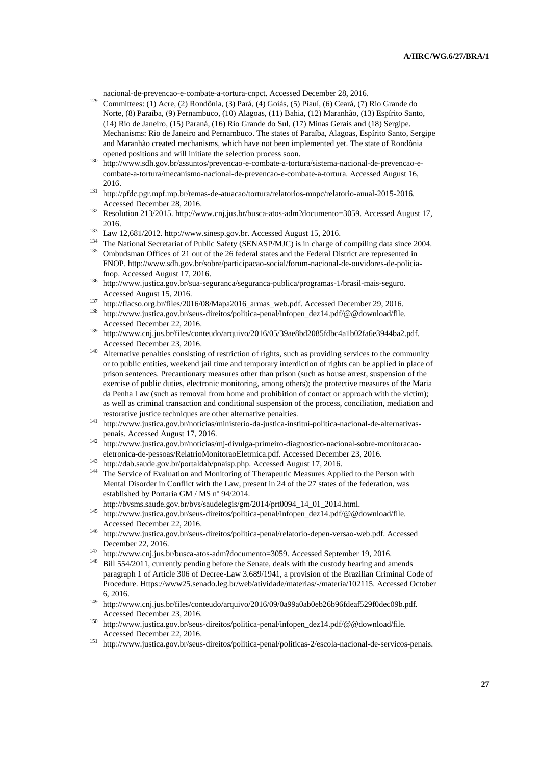nacional-de-prevencao-e-combate-a-tortura-cnpct. Accessed December 28, 2016.

[129] Committees: (1) Acre, (2) Rondônia, (3) Pará, (4) Goiás, (5) Piauí, (6) Ceará, (7) Rio Grande do Norte, (8) Paraíba, (9) Pernambuco, (10) Alagoas, (11) Bahia, (12) Maranhão, (13) Espírito Santo, (14) Rio de Janeiro, (15) Paraná, (16) Rio Grande do Sul, (17) Minas Gerais and (18) Sergipe. Mechanisms: Rio de Janeiro and Pernambuco. The states of Paraíba, Alagoas, Espírito Santo, Sergipe and Maranhão created mechanisms, which have not been implemented yet. The state of Rondônia opened positions and will initiate the selection process soon.

[130] http://www.sdh.gov.br/assuntos/prevencao-e-combate-a-tortura/sistema-nacional-de-prevencao-e-combate-a-tortura/mecanismo-nacional-de-prevencao-e-combate-a-tortura. Accessed August 16, 2016.

[131] http://pfdc.pgr.mpf.mp.br/temas-de-atuacao/tortura/relatorios-mnpc/relatorio-anual-2015-2016. Accessed December 28, 2016.

[132] Resolution 213/2015. http://www.cnj.jus.br/busca-atos-adm?documento=3059. Accessed August 17, 2016.

[133] Law 12,681/2012. http://www.sinesp.gov.br. Accessed August 15, 2016.

[134] The National Secretariat of Public Safety (SENASP/MJC) is in charge of compiling data since 2004.

[135] Ombudsman Offices of 21 out of the 26 federal states and the Federal District are represented in FNOP. http://www.sdh.gov.br/sobre/participacao-social/forum-nacional-de-ouvidores-de-policia-fnop. Accessed August 17, 2016.

[136] http://www.justica.gov.br/sua-seguranca/seguranca-publica/programas-1/brasil-mais-seguro. Accessed August 15, 2016.

[137] http://flacso.org.br/files/2016/08/Mapa2016_armas_web.pdf. Accessed December 29, 2016.

[138] http://www.justica.gov.br/seus-direitos/politica-penal/infopen_dez14.pdf/@@download/file. Accessed December 22, 2016.

[139] http://www.cnj.jus.br/files/conteudo/arquivo/2016/05/39ae8bd2085fdbc4a1b02fa6e3944ba2.pdf. Accessed December 23, 2016.

[140] Alternative penalties consisting of restriction of rights, such as providing services to the community or to public entities, weekend jail time and temporary interdiction of rights can be applied in place of prison sentences. Precautionary measures other than prison (such as house arrest, suspension of the exercise of public duties, electronic monitoring, among others); the protective measures of the Maria da Penha Law (such as removal from home and prohibition of contact or approach with the victim); as well as criminal transaction and conditional suspension of the process, conciliation, mediation and restorative justice techniques are other alternative penalties.

[141] http://www.justica.gov.br/noticias/ministerio-da-justica-institui-politica-nacional-de-alternativas-penais. Accessed August 17, 2016.

[142] http://www.justica.gov.br/noticias/mj-divulga-primeiro-diagnostico-nacional-sobre-monitoracao-eletronica-de-pessoas/RelatrioMonitoraoEletrnica.pdf. Accessed December 23, 2016.

[143] http://dab.saude.gov.br/portaldab/pnaisp.php. Accessed August 17, 2016.

[144] The Service of Evaluation and Monitoring of Therapeutic Measures Applied to the Person with Mental Disorder in Conflict with the Law, present in 24 of the 27 states of the federation, was established by Portaria GM / MS nº 94/2014. http://bvsms.saude.gov.br/bvs/saudelegis/gm/2014/prt0094_14_01_2014.html.

[145] http://www.justica.gov.br/seus-direitos/politica-penal/infopen_dez14.pdf/@@download/file. Accessed December 22, 2016.

[146] http://www.justica.gov.br/seus-direitos/politica-penal/relatorio-depen-versao-web.pdf. Accessed December 22, 2016.

[147] http://www.cnj.jus.br/busca-atos-adm?documento=3059. Accessed September 19, 2016.

[148] Bill 554/2011, currently pending before the Senate, deals with the custody hearing and amends paragraph 1 of Article 306 of Decree-Law 3.689/1941, a provision of the Brazilian Criminal Code of Procedure. Https://www25.senado.leg.br/web/atividade/materias/-/materia/102115. Accessed October 6, 2016.

[149] http://www.cnj.jus.br/files/conteudo/arquivo/2016/09/0a99a0ab0eb26b96fdeaf529f0dec09b.pdf. Accessed December 23, 2016.

[150] http://www.justica.gov.br/seus-direitos/politica-penal/infopen_dez14.pdf/@@download/file. Accessed December 22, 2016.

[151] http://www.justica.gov.br/seus-direitos/politica-penal/politicas-2/escola-nacional-de-servicos-penais.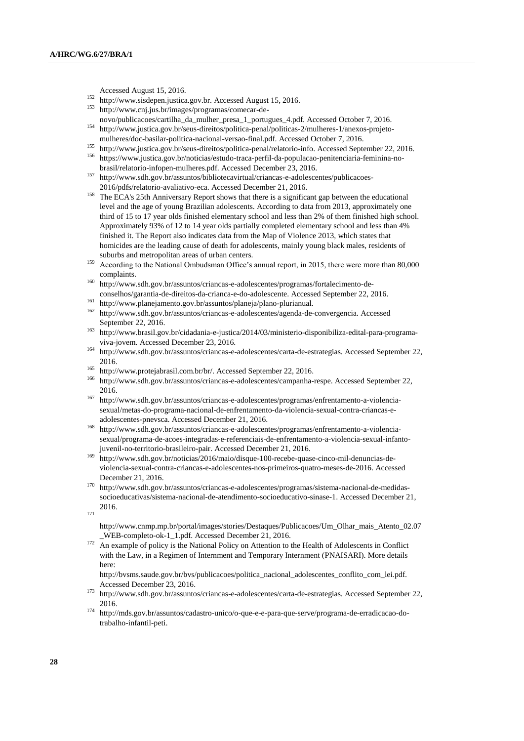Accessed August 15, 2016.

[152] http://www.sisdepen.justica.gov.br. Accessed August 15, 2016.

[153] http://www.cnj.jus.br/images/programas/comecar-de-novo/publicacoes/cartilha_da_mulher_presa_1_portugues_4.pdf. Accessed October 7, 2016.

[154] http://www.justica.gov.br/seus-direitos/politica-penal/politicas-2/mulheres-1/anexos-projeto-mulheres/doc-basilar-politica-nacional-versao-final.pdf. Accessed October 7, 2016.

[155] http://www.justica.gov.br/seus-direitos/politica-penal/relatorio-info. Accessed September 22, 2016.

[156] https://www.justica.gov.br/noticias/estudo-traca-perfil-da-populacao-penitenciaria-feminina-no-brasil/relatorio-infopen-mulheres.pdf. Accessed December 23, 2016.

[157] http://www.sdh.gov.br/assuntos/bibliotecavirtual/criancas-e-adolescentes/publicacoes-2016/pdfs/relatorio-avaliativo-eca. Accessed December 21, 2016.

[158] The ECA's 25th Anniversary Report shows that there is a significant gap between the educational level and the age of young Brazilian adolescents. According to data from 2013, approximately one third of 15 to 17 year olds finished elementary school and less than 2% of them finished high school. Approximately 93% of 12 to 14 year olds partially completed elementary school and less than 4% finished it. The Report also indicates data from the Map of Violence 2013, which states that homicides are the leading cause of death for adolescents, mainly young black males, residents of suburbs and metropolitan areas of urban centers.

[159] According to the National Ombudsman Office's annual report, in 2015, there were more than 80,000 complaints.

[160] http://www.sdh.gov.br/assuntos/criancas-e-adolescentes/programas/fortalecimento-de-conselhos/garantia-de-direitos-da-crianca-e-do-adolescente. Accessed September 22, 2016.

[161] http://www.planejamento.gov.br/assuntos/planeja/plano-plurianual.

[162] http://www.sdh.gov.br/assuntos/criancas-e-adolescentes/agenda-de-convergencia. Accessed September 22, 2016.

[163] http://www.brasil.gov.br/cidadania-e-justica/2014/03/ministerio-disponibiliza-edital-para-programa-viva-jovem. Accessed December 23, 2016.

[164] http://www.sdh.gov.br/assuntos/criancas-e-adolescentes/carta-de-estrategias. Accessed September 22, 2016.

[165] http://www.protejabrasil.com.br/br/. Accessed September 22, 2016.

[166] http://www.sdh.gov.br/assuntos/criancas-e-adolescentes/campanha-respe. Accessed September 22, 2016.

[167] http://www.sdh.gov.br/assuntos/criancas-e-adolescentes/programas/enfrentamento-a-violencia-sexual/metas-do-programa-nacional-de-enfrentamento-da-violencia-sexual-contra-criancas-e-adolescentes-pnevsca. Accessed December 21, 2016.

[168] http://www.sdh.gov.br/assuntos/criancas-e-adolescentes/programas/enfrentamento-a-violencia-sexual/programa-de-acoes-integradas-e-referenciais-de-enfrentamento-a-violencia-sexual-infanto-juvenil-no-territorio-brasileiro-pair. Accessed December 21, 2016.

[169] http://www.sdh.gov.br/noticias/2016/maio/disque-100-recebe-quase-cinco-mil-denuncias-de-violencia-sexual-contra-criancas-e-adolescentes-nos-primeiros-quatro-meses-de-2016. Accessed December 21, 2016.

[170] http://www.sdh.gov.br/assuntos/criancas-e-adolescentes/programas/sistema-nacional-de-medidas-socioeducativas/sistema-nacional-de-atendimento-socioeducativo-sinase-1. Accessed December 21, 2016.

[171] http://www.cnmp.mp.br/portal/images/stories/Destaques/Publicacoes/Um_Olhar_mais_Atento_02.07_WEB-completo-ok-1_1.pdf. Accessed December 21, 2016.

[172] An example of policy is the National Policy on Attention to the Health of Adolescents in Conflict with the Law, in a Regimen of Internment and Temporary Internment (PNAISARI). More details here: http://bvsms.saude.gov.br/bvs/publicacoes/politica_nacional_adolescentes_conflito_com_lei.pdf. Accessed December 23, 2016.

[173] http://www.sdh.gov.br/assuntos/criancas-e-adolescentes/carta-de-estrategias. Accessed September 22, 2016.

[174] http://mds.gov.br/assuntos/cadastro-unico/o-que-e-e-para-que-serve/programa-de-erradicacao-do-trabalho-infantil-peti.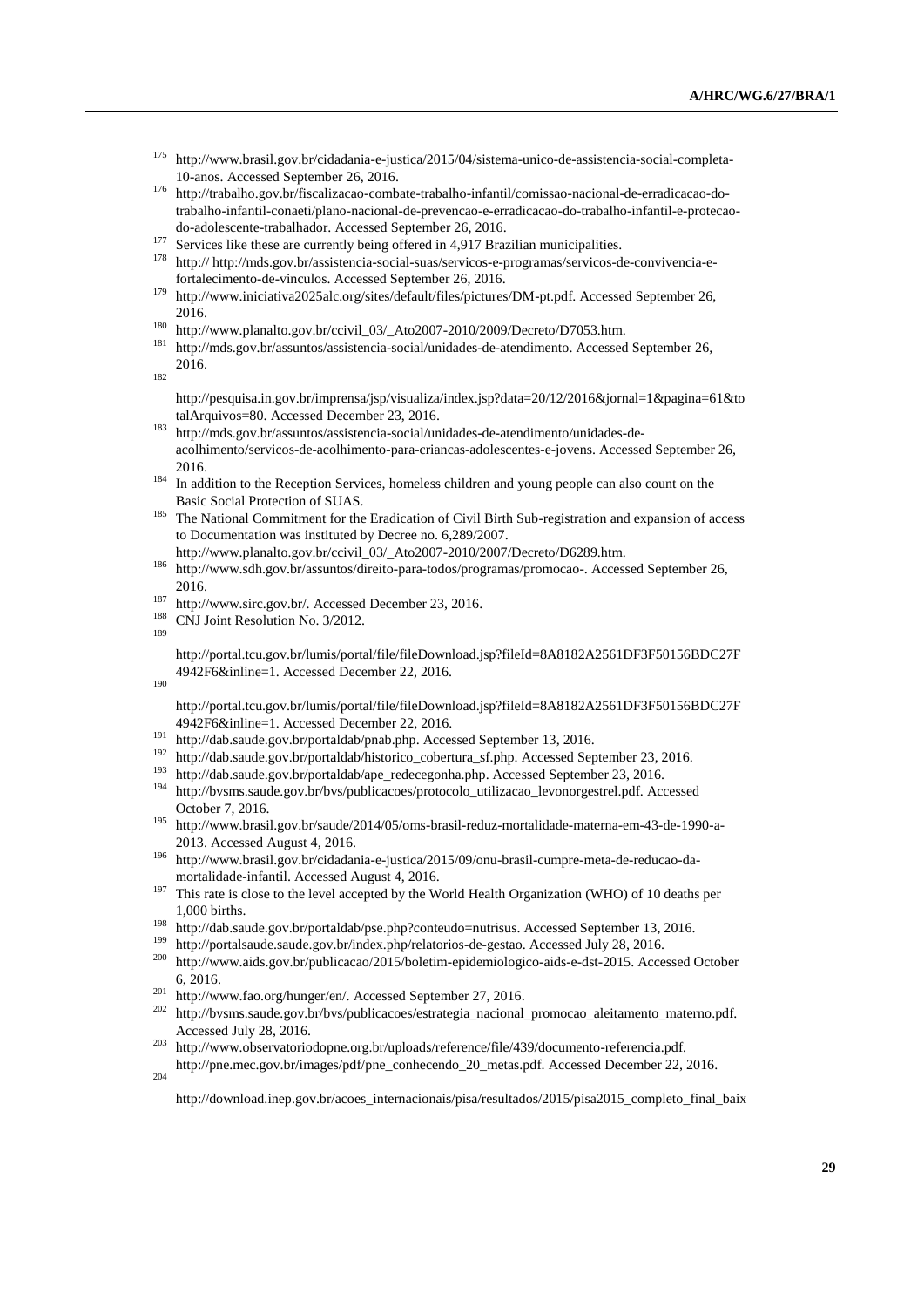[175] http://www.brasil.gov.br/cidadania-e-justica/2015/04/sistema-unico-de-assistencia-social-completa-10-anos. Accessed September 26, 2016.

[176] http://trabalho.gov.br/fiscalizacao-combate-trabalho-infantil/comissao-nacional-de-erradicacao-do-trabalho-infantil-conaeti/plano-nacional-de-prevencao-e-erradicacao-do-trabalho-infantil-e-protecao-do-adolescente-trabalhador. Accessed September 26, 2016.

[177] Services like these are currently being offered in 4,917 Brazilian municipalities.

[178] http:// http://mds.gov.br/assistencia-social-suas/servicos-e-programas/servicos-de-convivencia-e-fortalecimento-de-vinculos. Accessed September 26, 2016.

[179] http://www.iniciativa2025alc.org/sites/default/files/pictures/DM-pt.pdf. Accessed September 26, 2016.

[180] http://www.planalto.gov.br/ccivil_03/_Ato2007-2010/2009/Decreto/D7053.htm.

[181] http://mds.gov.br/assuntos/assistencia-social/unidades-de-atendimento. Accessed September 26, 2016.

[182] http://pesquisa.in.gov.br/imprensa/jsp/visualiza/index.jsp?data=20/12/2016&jornal=1&pagina=61&totalArquivos=80. Accessed December 23, 2016.

[183] http://mds.gov.br/assuntos/assistencia-social/unidades-de-atendimento/unidades-de-acolhimento/servicos-de-acolhimento-para-criancas-adolescentes-e-jovens. Accessed September 26, 2016.

[184] In addition to the Reception Services, homeless children and young people can also count on the Basic Social Protection of SUAS.

[185] The National Commitment for the Eradication of Civil Birth Sub-registration and expansion of access to Documentation was instituted by Decree no. 6,289/2007. http://www.planalto.gov.br/ccivil_03/_Ato2007-2010/2007/Decreto/D6289.htm.

[186] http://www.sdh.gov.br/assuntos/direito-para-todos/programas/promocao-. Accessed September 26, 2016.

[187] http://www.sirc.gov.br/. Accessed December 23, 2016.

[188] CNJ Joint Resolution No. 3/2012.

[189] http://portal.tcu.gov.br/lumis/portal/file/fileDownload.jsp?fileId=8A8182A2561DF3F50156BDC27F4942F6&inline=1. Accessed December 22, 2016.

[190] http://portal.tcu.gov.br/lumis/portal/file/fileDownload.jsp?fileId=8A8182A2561DF3F50156BDC27F4942F6&inline=1. Accessed December 22, 2016.

[191] http://dab.saude.gov.br/portaldab/pnab.php. Accessed September 13, 2016.

[192] http://dab.saude.gov.br/portaldab/historico_cobertura_sf.php. Accessed September 23, 2016.

[193] http://dab.saude.gov.br/portaldab/ape_redecegonha.php. Accessed September 23, 2016.

[194] http://bvsms.saude.gov.br/bvs/publicacoes/protocolo_utilizacao_levonorgestrel.pdf. Accessed October 7, 2016.

[195] http://www.brasil.gov.br/saude/2014/05/oms-brasil-reduz-mortalidade-materna-em-43-de-1990-a-2013. Accessed August 4, 2016.

[196] http://www.brasil.gov.br/cidadania-e-justica/2015/09/onu-brasil-cumpre-meta-de-reducao-da-mortalidade-infantil. Accessed August 4, 2016.

[197] This rate is close to the level accepted by the World Health Organization (WHO) of 10 deaths per 1,000 births.

[198] http://dab.saude.gov.br/portaldab/pse.php?conteudo=nutrisus. Accessed September 13, 2016.

[199] http://portalsaude.saude.gov.br/index.php/relatorios-de-gestao. Accessed July 28, 2016.

[200] http://www.aids.gov.br/publicacao/2015/boletim-epidemiologico-aids-e-dst-2015. Accessed October 6, 2016.

[201] http://www.fao.org/hunger/en/. Accessed September 27, 2016.

[202] http://bvsms.saude.gov.br/bvs/publicacoes/estrategia_nacional_promocao_aleitamento_materno.pdf. Accessed July 28, 2016.

[203] http://www.observatoriodopne.org.br/uploads/reference/file/439/documento-referencia.pdf. http://pne.mec.gov.br/images/pdf/pne_conhecendo_20_metas.pdf. Accessed December 22, 2016.

[204] http://download.inep.gov.br/acoes_internacionais/pisa/resultados/2015/pisa2015_completo_final_baix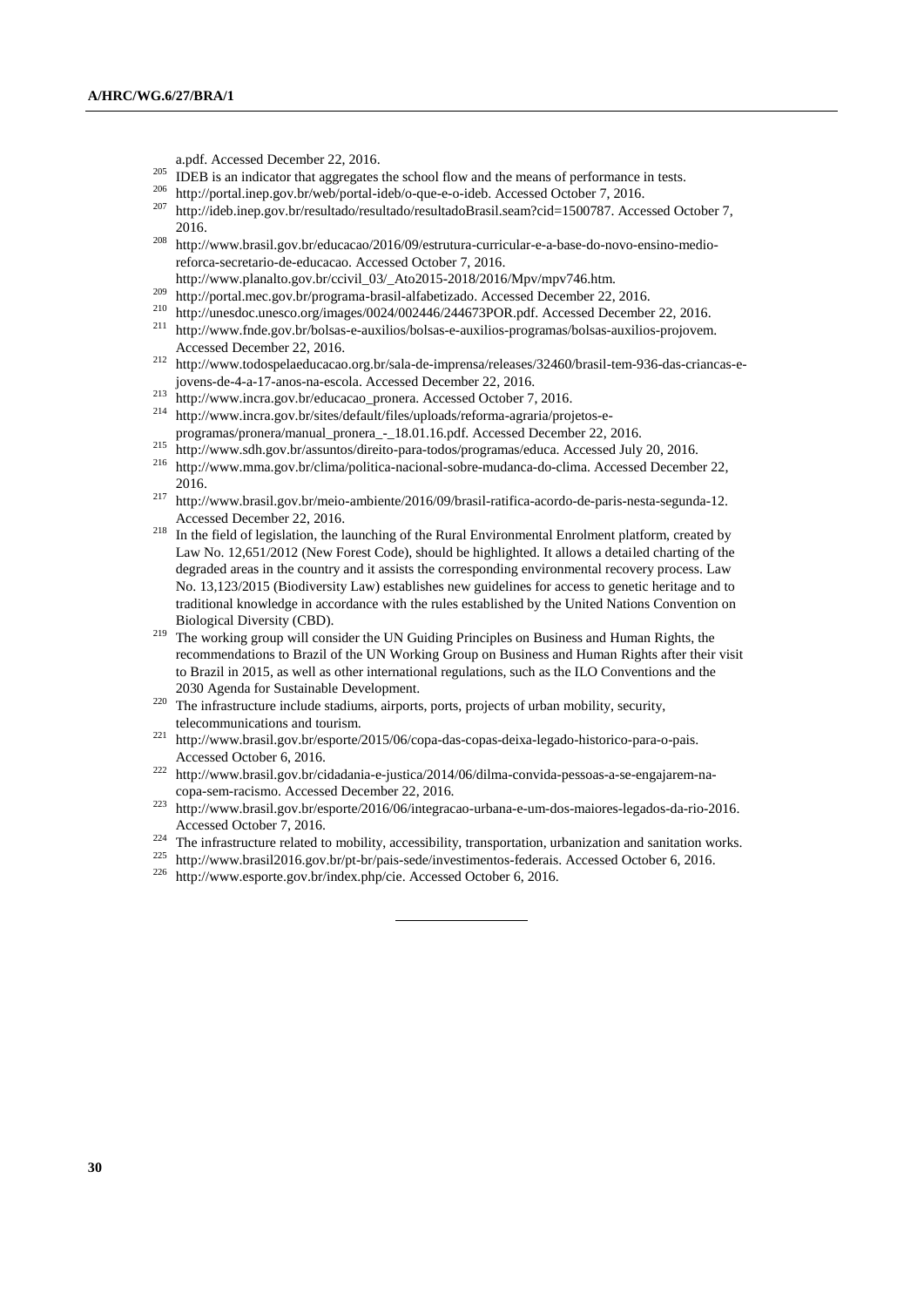a.pdf. Accessed December 22, 2016.

[205] IDEB is an indicator that aggregates the school flow and the means of performance in tests.

[206] http://portal.inep.gov.br/web/portal-ideb/o-que-e-o-ideb. Accessed October 7, 2016.

[207] http://ideb.inep.gov.br/resultado/resultado/resultadoBrasil.seam?cid=1500787. Accessed October 7, 2016.

[208] http://www.brasil.gov.br/educacao/2016/09/estrutura-curricular-e-a-base-do-novo-ensino-medio-reforca-secretario-de-educacao. Accessed October 7, 2016. http://www.planalto.gov.br/ccivil_03/_Ato2015-2018/2016/Mpv/mpv746.htm.

[209] http://portal.mec.gov.br/programa-brasil-alfabetizado. Accessed December 22, 2016.

[210] http://unesdoc.unesco.org/images/0024/002446/244673POR.pdf. Accessed December 22, 2016.

[211] http://www.fnde.gov.br/bolsas-e-auxilios/bolsas-e-auxilios-programas/bolsas-auxilios-projovem. Accessed December 22, 2016.

[212] http://www.todospelaeducacao.org.br/sala-de-imprensa/releases/32460/brasil-tem-936-das-criancas-e-jovens-de-4-a-17-anos-na-escola. Accessed December 22, 2016.

[213] http://www.incra.gov.br/educacao_pronera. Accessed October 7, 2016.

[214] http://www.incra.gov.br/sites/default/files/uploads/reforma-agraria/projetos-e-programas/pronera/manual_pronera_-_18.01.16.pdf. Accessed December 22, 2016.

[215] http://www.sdh.gov.br/assuntos/direito-para-todos/programas/educa. Accessed July 20, 2016.

[216] http://www.mma.gov.br/clima/politica-nacional-sobre-mudanca-do-clima. Accessed December 22, 2016.

[217] http://www.brasil.gov.br/meio-ambiente/2016/09/brasil-ratifica-acordo-de-paris-nesta-segunda-12. Accessed December 22, 2016.

[218] In the field of legislation, the launching of the Rural Environmental Enrolment platform, created by Law No. 12,651/2012 (New Forest Code), should be highlighted. It allows a detailed charting of the degraded areas in the country and it assists the corresponding environmental recovery process. Law No. 13,123/2015 (Biodiversity Law) establishes new guidelines for access to genetic heritage and to traditional knowledge in accordance with the rules established by the United Nations Convention on Biological Diversity (CBD).

[219] The working group will consider the UN Guiding Principles on Business and Human Rights, the recommendations to Brazil of the UN Working Group on Business and Human Rights after their visit to Brazil in 2015, as well as other international regulations, such as the ILO Conventions and the 2030 Agenda for Sustainable Development.

[220] The infrastructure include stadiums, airports, ports, projects of urban mobility, security, telecommunications and tourism.

[221] http://www.brasil.gov.br/esporte/2015/06/copa-das-copas-deixa-legado-historico-para-o-pais. Accessed October 6, 2016.

[222] http://www.brasil.gov.br/cidadania-e-justica/2014/06/dilma-convida-pessoas-a-se-engajarem-na-copa-sem-racismo. Accessed December 22, 2016.

[223] http://www.brasil.gov.br/esporte/2016/06/integracao-urbana-e-um-dos-maiores-legados-da-rio-2016. Accessed October 7, 2016.

[224] The infrastructure related to mobility, accessibility, transportation, urbanization and sanitation works.

[225] http://www.brasil2016.gov.br/pt-br/pais-sede/investimentos-federais. Accessed October 6, 2016.

[226] http://www.esporte.gov.br/index.php/cie. Accessed October 6, 2016.